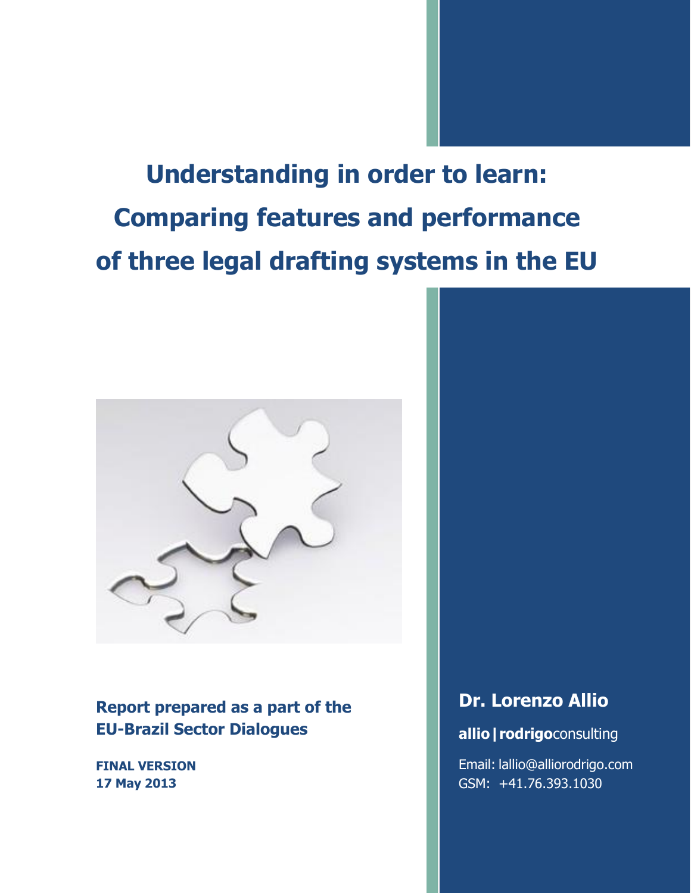# Understanding in order to learn: Comparing features and performance of three legal drafting systems in the EU

**Report prepared as a part of the EU-Brazil Sector Dialogues**

**FINAL VERSION**
**17 May 2013**

## Dr. Lorenzo Allio

**allio | rodrigo**consulting

Email: lallio@alliorodrigo.com
GSM: +41.76.393.1030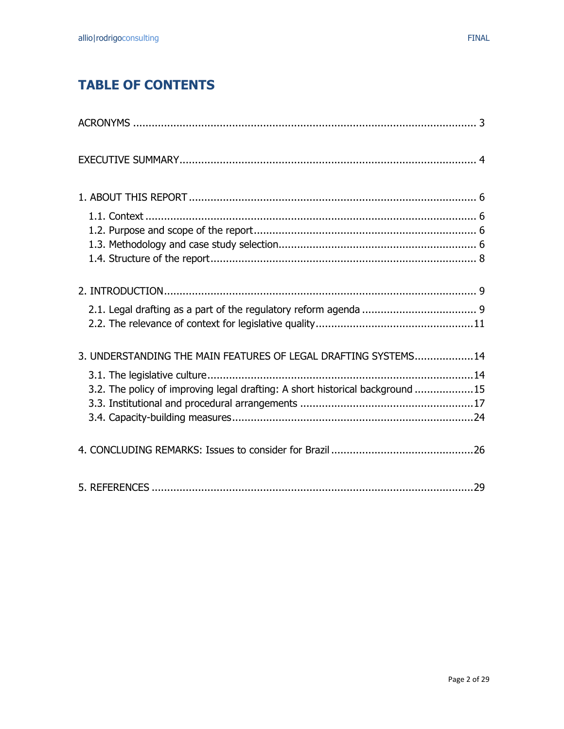# TABLE OF CONTENTS

ACRONYMS ..... 3

EXECUTIVE SUMMARY ..... 4

1. ABOUT THIS REPORT ..... 6
   - 1.1. Context ..... 6
   - 1.2. Purpose and scope of the report ..... 6
   - 1.3. Methodology and case study selection ..... 6
   - 1.4. Structure of the report ..... 8

2. INTRODUCTION ..... 9
   - 2.1. Legal drafting as a part of the regulatory reform agenda ..... 9
   - 2.2. The relevance of context for legislative quality ..... 11

3. UNDERSTANDING THE MAIN FEATURES OF LEGAL DRAFTING SYSTEMS ..... 14
   - 3.1. The legislative culture ..... 14
   - 3.2. The policy of improving legal drafting: A short historical background ..... 15
   - 3.3. Institutional and procedural arrangements ..... 17
   - 3.4. Capacity-building measures ..... 24

4. CONCLUDING REMARKS: Issues to consider for Brazil ..... 26

5. REFERENCES ..... 29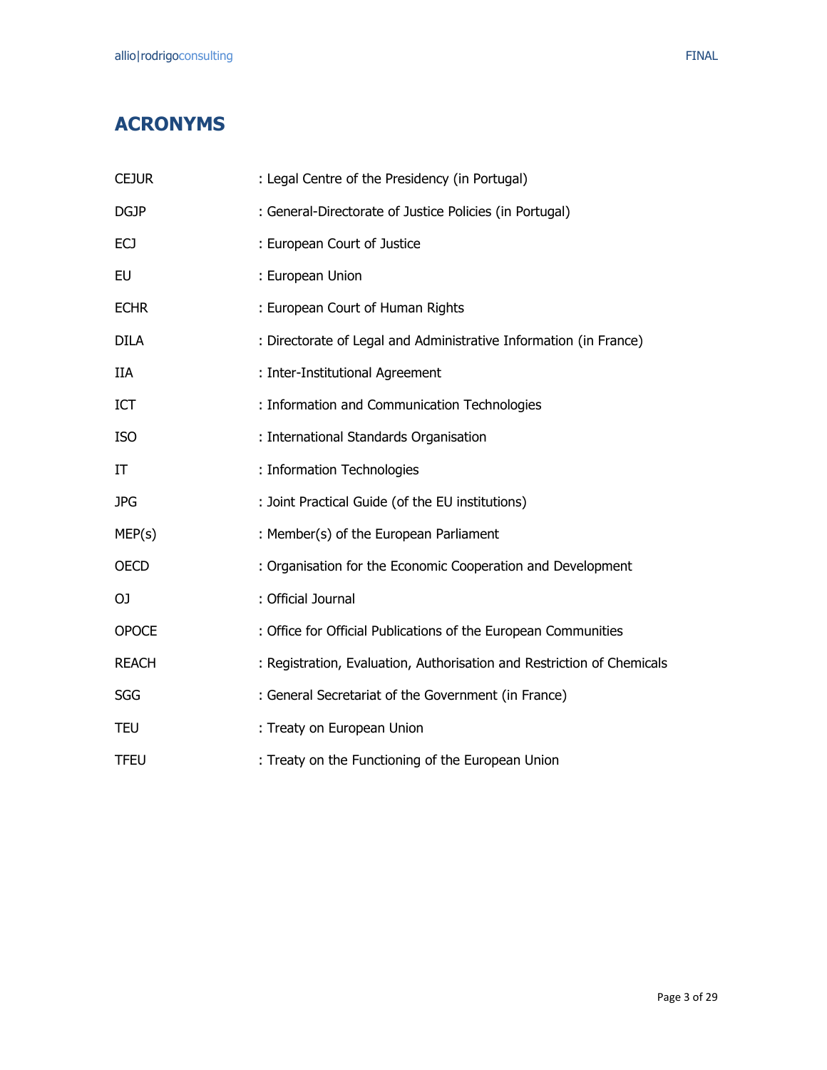# ACRONYMS

CEJUR : Legal Centre of the Presidency (in Portugal)

DGJP : General-Directorate of Justice Policies (in Portugal)

ECJ : European Court of Justice

EU : European Union

ECHR : European Court of Human Rights

DILA : Directorate of Legal and Administrative Information (in France)

IIA : Inter-Institutional Agreement

ICT : Information and Communication Technologies

ISO : International Standards Organisation

IT : Information Technologies

JPG : Joint Practical Guide (of the EU institutions)

MEP(s) : Member(s) of the European Parliament

OECD : Organisation for the Economic Cooperation and Development

OJ : Official Journal

OPOCE : Office for Official Publications of the European Communities

REACH : Registration, Evaluation, Authorisation and Restriction of Chemicals

SGG : General Secretariat of the Government (in France)

TEU : Treaty on European Union

TFEU : Treaty on the Functioning of the European Union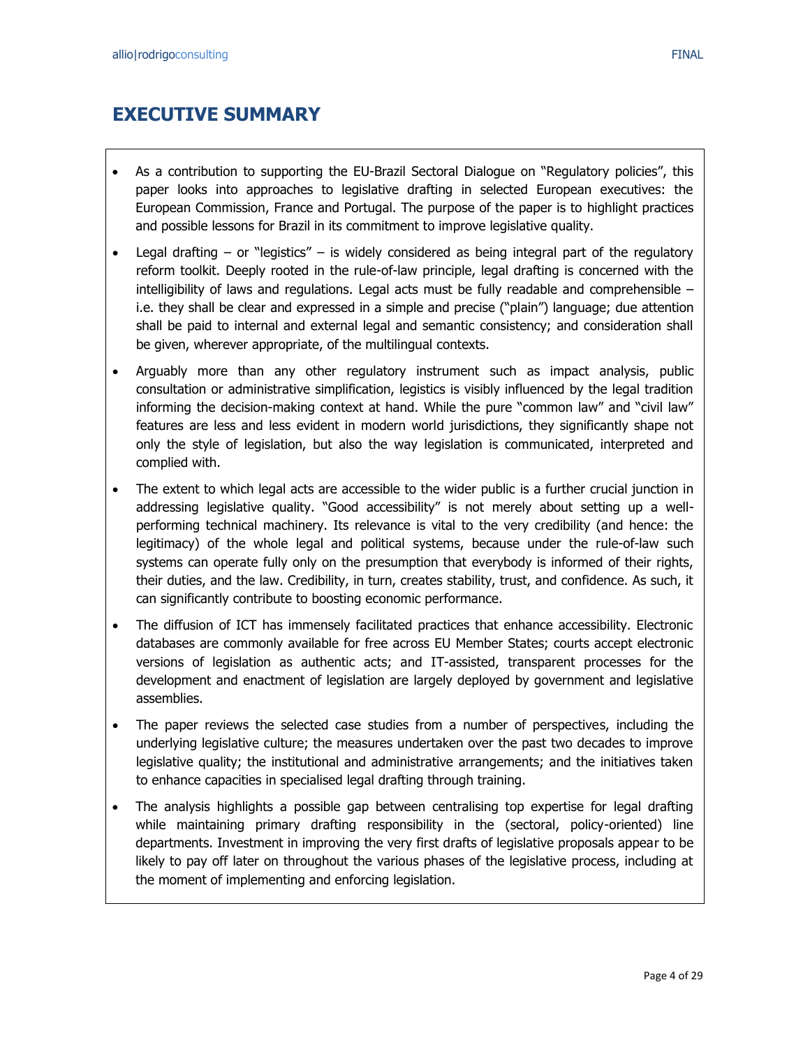# EXECUTIVE SUMMARY

- As a contribution to supporting the EU-Brazil Sectoral Dialogue on "Regulatory policies", this paper looks into approaches to legislative drafting in selected European executives: the European Commission, France and Portugal. The purpose of the paper is to highlight practices and possible lessons for Brazil in its commitment to improve legislative quality.
- Legal drafting – or "legistics" – is widely considered as being integral part of the regulatory reform toolkit. Deeply rooted in the rule-of-law principle, legal drafting is concerned with the intelligibility of laws and regulations. Legal acts must be fully readable and comprehensible – i.e. they shall be clear and expressed in a simple and precise ("plain") language; due attention shall be paid to internal and external legal and semantic consistency; and consideration shall be given, wherever appropriate, of the multilingual contexts.
- Arguably more than any other regulatory instrument such as impact analysis, public consultation or administrative simplification, legistics is visibly influenced by the legal tradition informing the decision-making context at hand. While the pure "common law" and "civil law" features are less and less evident in modern world jurisdictions, they significantly shape not only the style of legislation, but also the way legislation is communicated, interpreted and complied with.
- The extent to which legal acts are accessible to the wider public is a further crucial junction in addressing legislative quality. "Good accessibility" is not merely about setting up a well-performing technical machinery. Its relevance is vital to the very credibility (and hence: the legitimacy) of the whole legal and political systems, because under the rule-of-law such systems can operate fully only on the presumption that everybody is informed of their rights, their duties, and the law. Credibility, in turn, creates stability, trust, and confidence. As such, it can significantly contribute to boosting economic performance.
- The diffusion of ICT has immensely facilitated practices that enhance accessibility. Electronic databases are commonly available for free across EU Member States; courts accept electronic versions of legislation as authentic acts; and IT-assisted, transparent processes for the development and enactment of legislation are largely deployed by government and legislative assemblies.
- The paper reviews the selected case studies from a number of perspectives, including the underlying legislative culture; the measures undertaken over the past two decades to improve legislative quality; the institutional and administrative arrangements; and the initiatives taken to enhance capacities in specialised legal drafting through training.
- The analysis highlights a possible gap between centralising top expertise for legal drafting while maintaining primary drafting responsibility in the (sectoral, policy-oriented) line departments. Investment in improving the very first drafts of legislative proposals appear to be likely to pay off later on throughout the various phases of the legislative process, including at the moment of implementing and enforcing legislation.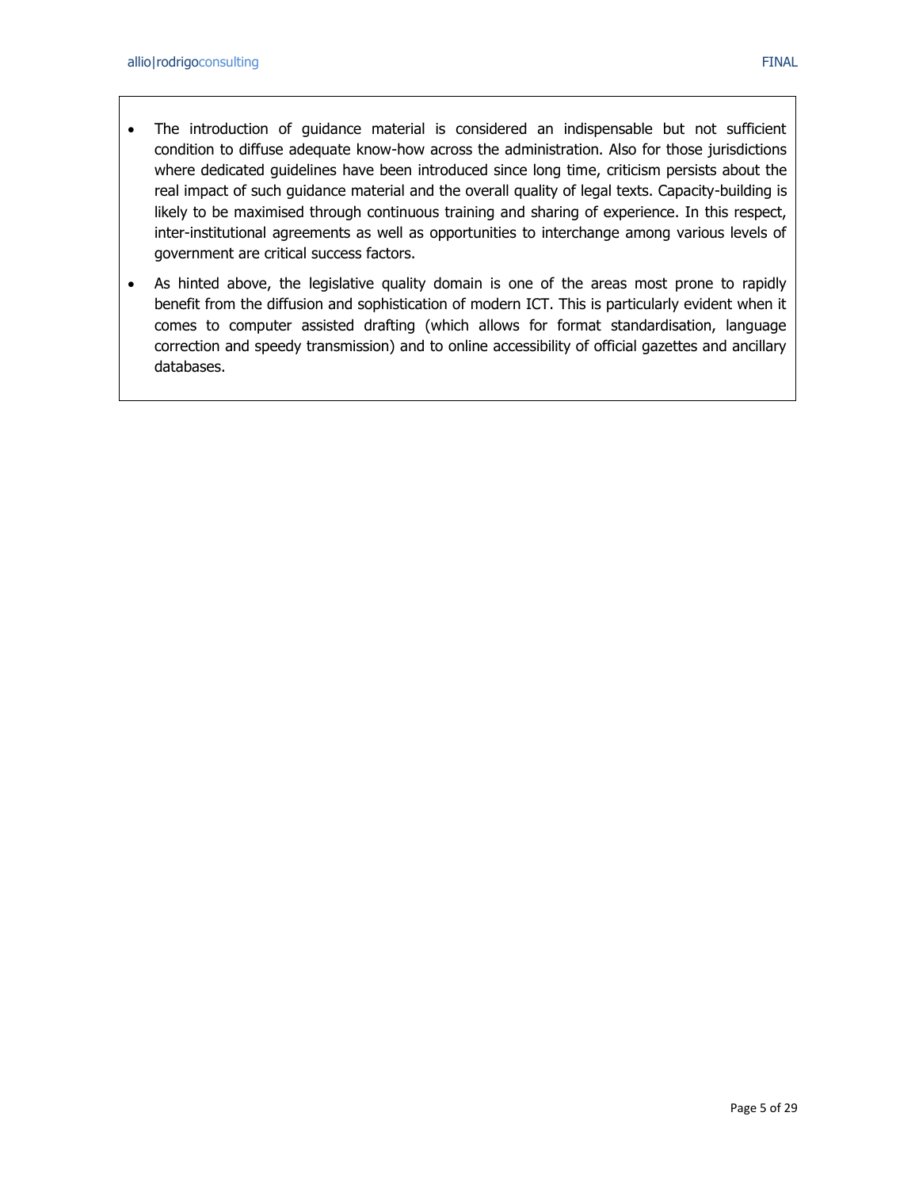- The introduction of guidance material is considered an indispensable but not sufficient condition to diffuse adequate know-how across the administration. Also for those jurisdictions where dedicated guidelines have been introduced since long time, criticism persists about the real impact of such guidance material and the overall quality of legal texts. Capacity-building is likely to be maximised through continuous training and sharing of experience. In this respect, inter-institutional agreements as well as opportunities to interchange among various levels of government are critical success factors.
- As hinted above, the legislative quality domain is one of the areas most prone to rapidly benefit from the diffusion and sophistication of modern ICT. This is particularly evident when it comes to computer assisted drafting (which allows for format standardisation, language correction and speedy transmission) and to online accessibility of official gazettes and ancillary databases.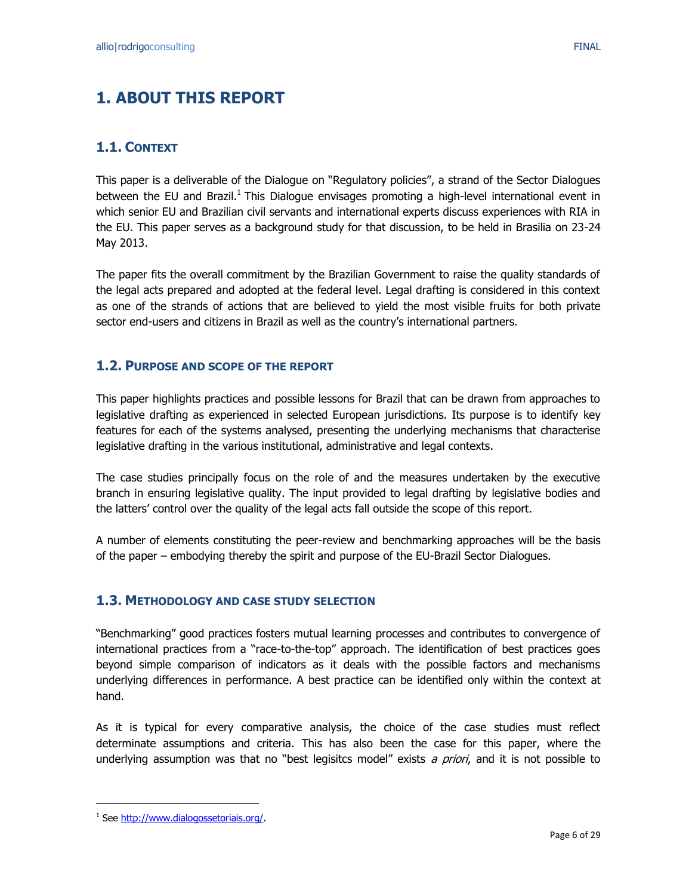# 1. ABOUT THIS REPORT

## 1.1. Context

This paper is a deliverable of the Dialogue on "Regulatory policies", a strand of the Sector Dialogues between the EU and Brazil.[1] This Dialogue envisages promoting a high-level international event in which senior EU and Brazilian civil servants and international experts discuss experiences with RIA in the EU. This paper serves as a background study for that discussion, to be held in Brasilia on 23-24 May 2013.

The paper fits the overall commitment by the Brazilian Government to raise the quality standards of the legal acts prepared and adopted at the federal level. Legal drafting is considered in this context as one of the strands of actions that are believed to yield the most visible fruits for both private sector end-users and citizens in Brazil as well as the country's international partners.

## 1.2. Purpose and scope of the report

This paper highlights practices and possible lessons for Brazil that can be drawn from approaches to legislative drafting as experienced in selected European jurisdictions. Its purpose is to identify key features for each of the systems analysed, presenting the underlying mechanisms that characterise legislative drafting in the various institutional, administrative and legal contexts.

The case studies principally focus on the role of and the measures undertaken by the executive branch in ensuring legislative quality. The input provided to legal drafting by legislative bodies and the latters' control over the quality of the legal acts fall outside the scope of this report.

A number of elements constituting the peer-review and benchmarking approaches will be the basis of the paper – embodying thereby the spirit and purpose of the EU-Brazil Sector Dialogues.

## 1.3. Methodology and case study selection

"Benchmarking" good practices fosters mutual learning processes and contributes to convergence of international practices from a "race-to-the-top" approach. The identification of best practices goes beyond simple comparison of indicators as it deals with the possible factors and mechanisms underlying differences in performance. A best practice can be identified only within the context at hand.

As it is typical for every comparative analysis, the choice of the case studies must reflect determinate assumptions and criteria. This has also been the case for this paper, where the underlying assumption was that no "best legisitcs model" exists *a priori*, and it is not possible to

---

[1] See http://www.dialogossetoriais.org/.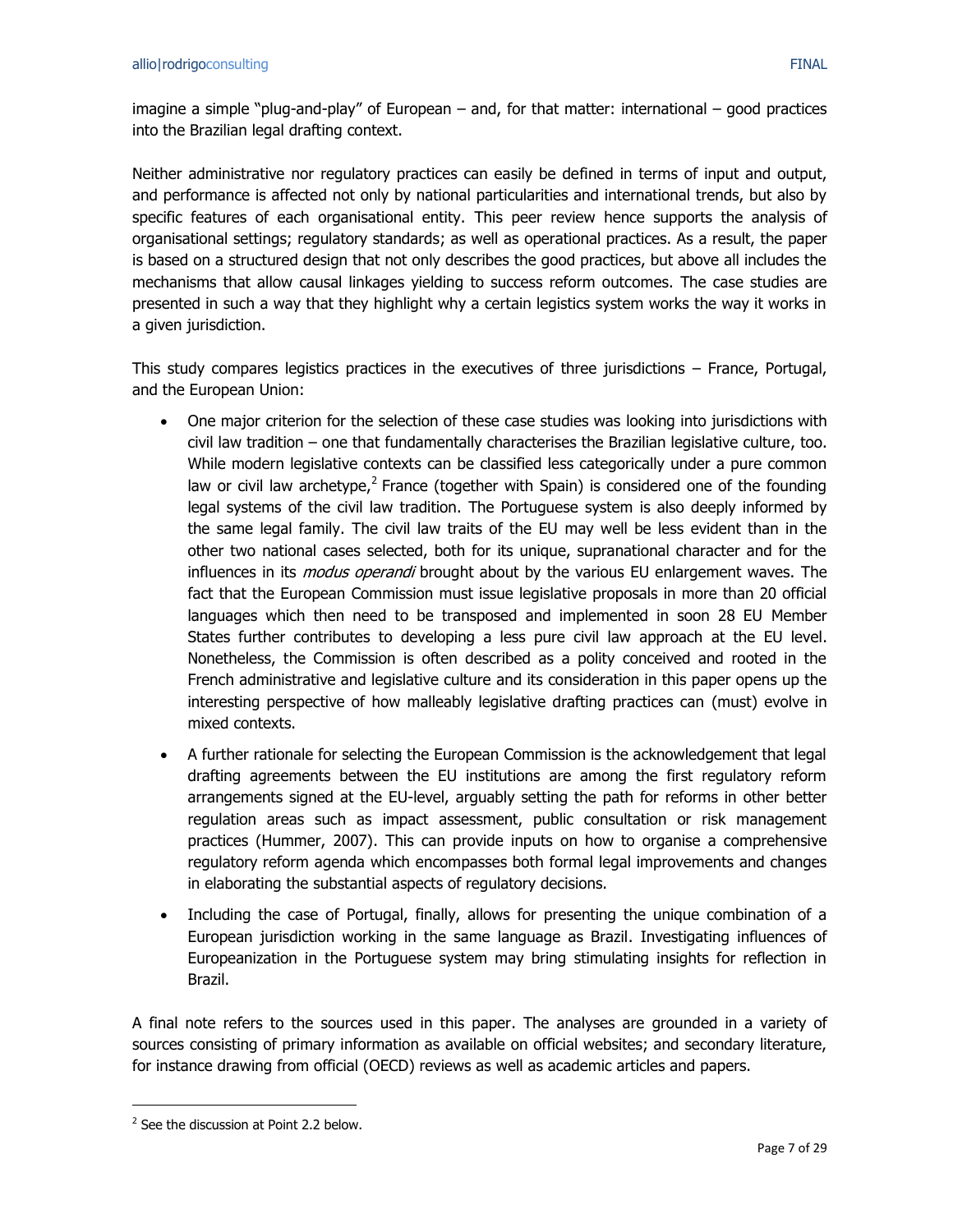imagine a simple "plug-and-play" of European – and, for that matter: international – good practices into the Brazilian legal drafting context.

Neither administrative nor regulatory practices can easily be defined in terms of input and output, and performance is affected not only by national particularities and international trends, but also by specific features of each organisational entity. This peer review hence supports the analysis of organisational settings; regulatory standards; as well as operational practices. As a result, the paper is based on a structured design that not only describes the good practices, but above all includes the mechanisms that allow causal linkages yielding to success reform outcomes. The case studies are presented in such a way that they highlight why a certain legistics system works the way it works in a given jurisdiction.

This study compares legistics practices in the executives of three jurisdictions – France, Portugal, and the European Union:

- One major criterion for the selection of these case studies was looking into jurisdictions with civil law tradition – one that fundamentally characterises the Brazilian legislative culture, too. While modern legislative contexts can be classified less categorically under a pure common law or civil law archetype,[2] France (together with Spain) is considered one of the founding legal systems of the civil law tradition. The Portuguese system is also deeply informed by the same legal family. The civil law traits of the EU may well be less evident than in the other two national cases selected, both for its unique, supranational character and for the influences in its *modus operandi* brought about by the various EU enlargement waves. The fact that the European Commission must issue legislative proposals in more than 20 official languages which then need to be transposed and implemented in soon 28 EU Member States further contributes to developing a less pure civil law approach at the EU level. Nonetheless, the Commission is often described as a polity conceived and rooted in the French administrative and legislative culture and its consideration in this paper opens up the interesting perspective of how malleably legislative drafting practices can (must) evolve in mixed contexts.
- A further rationale for selecting the European Commission is the acknowledgement that legal drafting agreements between the EU institutions are among the first regulatory reform arrangements signed at the EU-level, arguably setting the path for reforms in other better regulation areas such as impact assessment, public consultation or risk management practices (Hummer, 2007). This can provide inputs on how to organise a comprehensive regulatory reform agenda which encompasses both formal legal improvements and changes in elaborating the substantial aspects of regulatory decisions.
- Including the case of Portugal, finally, allows for presenting the unique combination of a European jurisdiction working in the same language as Brazil. Investigating influences of Europeanization in the Portuguese system may bring stimulating insights for reflection in Brazil.

A final note refers to the sources used in this paper. The analyses are grounded in a variety of sources consisting of primary information as available on official websites; and secondary literature, for instance drawing from official (OECD) reviews as well as academic articles and papers.

[2] See the discussion at Point 2.2 below.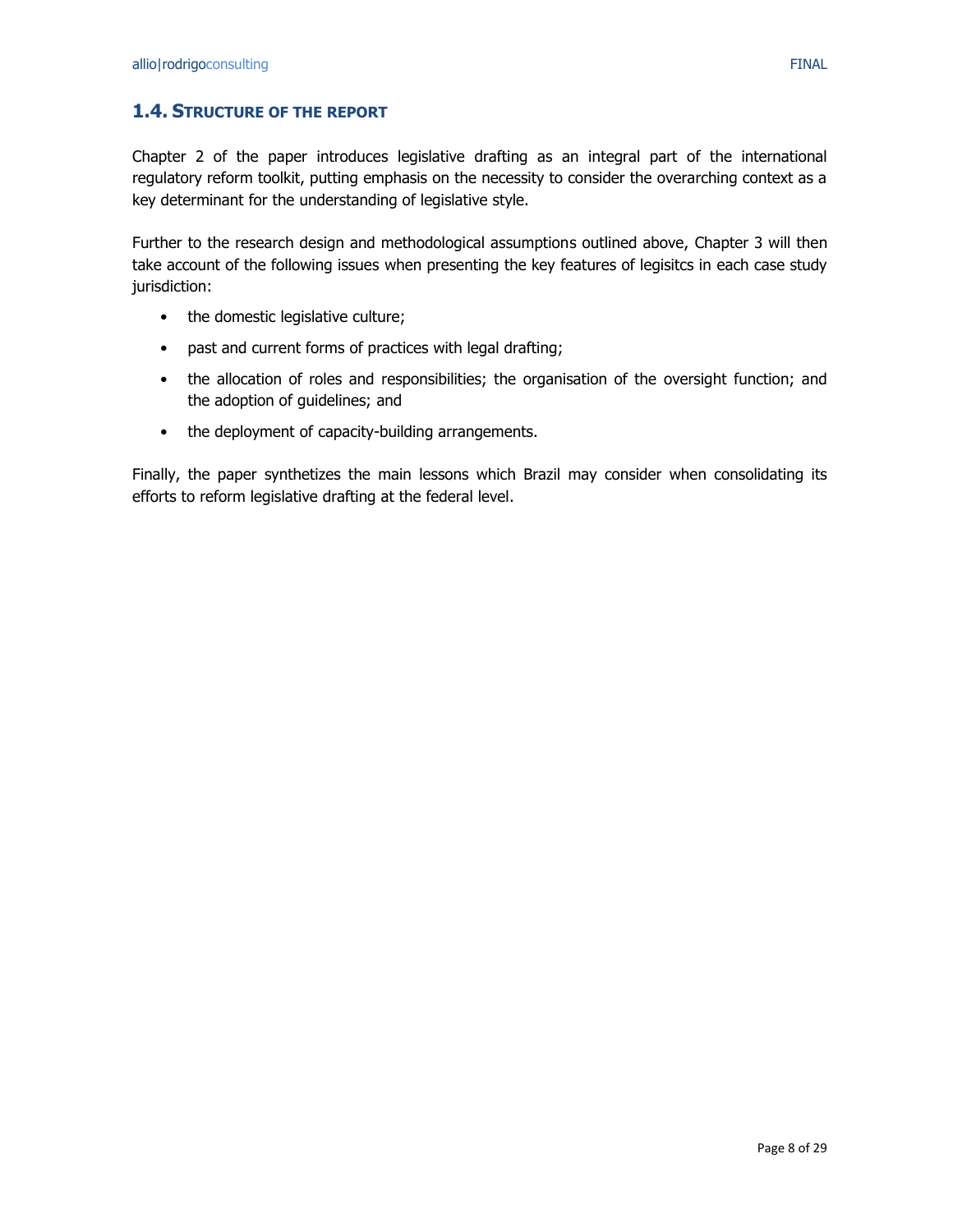## 1.4. Structure of the report

Chapter 2 of the paper introduces legislative drafting as an integral part of the international regulatory reform toolkit, putting emphasis on the necessity to consider the overarching context as a key determinant for the understanding of legislative style.

Further to the research design and methodological assumptions outlined above, Chapter 3 will then take account of the following issues when presenting the key features of legisitcs in each case study jurisdiction:

- the domestic legislative culture;
- past and current forms of practices with legal drafting;
- the allocation of roles and responsibilities; the organisation of the oversight function; and the adoption of guidelines; and
- the deployment of capacity-building arrangements.

Finally, the paper synthetizes the main lessons which Brazil may consider when consolidating its efforts to reform legislative drafting at the federal level.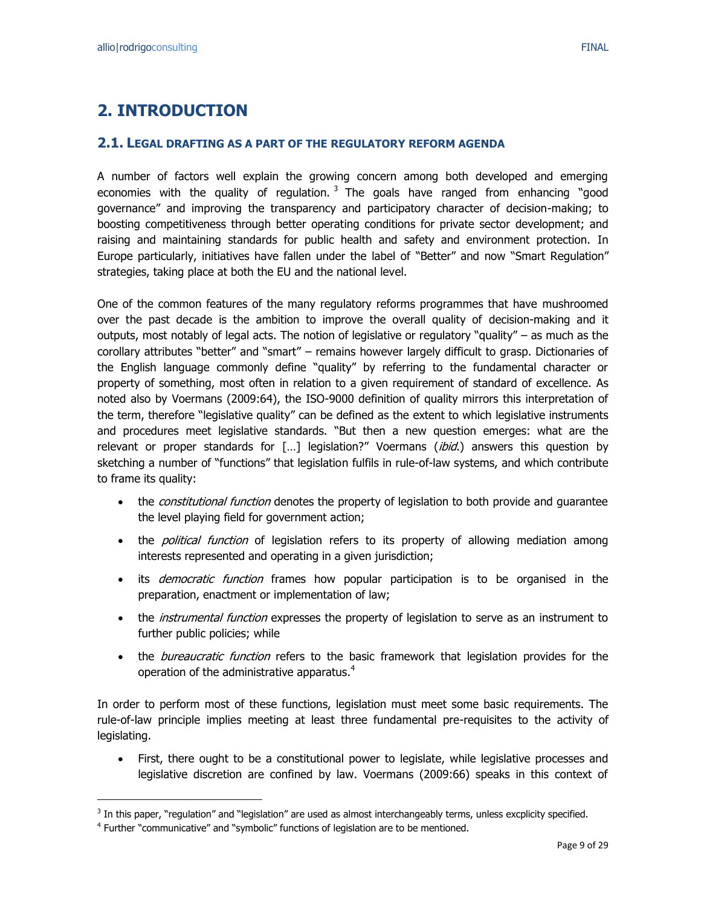# 2. INTRODUCTION

## 2.1. Legal drafting as a part of the regulatory reform agenda

A number of factors well explain the growing concern among both developed and emerging economies with the quality of regulation.[3] The goals have ranged from enhancing "good governance" and improving the transparency and participatory character of decision-making; to boosting competitiveness through better operating conditions for private sector development; and raising and maintaining standards for public health and safety and environment protection. In Europe particularly, initiatives have fallen under the label of "Better" and now "Smart Regulation" strategies, taking place at both the EU and the national level.

One of the common features of the many regulatory reforms programmes that have mushroomed over the past decade is the ambition to improve the overall quality of decision-making and it outputs, most notably of legal acts. The notion of legislative or regulatory "quality" – as much as the corollary attributes "better" and "smart" – remains however largely difficult to grasp. Dictionaries of the English language commonly define "quality" by referring to the fundamental character or property of something, most often in relation to a given requirement of standard of excellence. As noted also by Voermans (2009:64), the ISO-9000 definition of quality mirrors this interpretation of the term, therefore "legislative quality" can be defined as the extent to which legislative instruments and procedures meet legislative standards. "But then a new question emerges: what are the relevant or proper standards for […] legislation?" Voermans (*ibid.*) answers this question by sketching a number of "functions" that legislation fulfils in rule-of-law systems, and which contribute to frame its quality:

- the *constitutional function* denotes the property of legislation to both provide and guarantee the level playing field for government action;
- the *political function* of legislation refers to its property of allowing mediation among interests represented and operating in a given jurisdiction;
- its *democratic function* frames how popular participation is to be organised in the preparation, enactment or implementation of law;
- the *instrumental function* expresses the property of legislation to serve as an instrument to further public policies; while
- the *bureaucratic function* refers to the basic framework that legislation provides for the operation of the administrative apparatus.[4]

In order to perform most of these functions, legislation must meet some basic requirements. The rule-of-law principle implies meeting at least three fundamental pre-requisites to the activity of legislating.

- First, there ought to be a constitutional power to legislate, while legislative processes and legislative discretion are confined by law. Voermans (2009:66) speaks in this context of

---

[3] In this paper, "regulation" and "legislation" are used as almost interchangeably terms, unless excplicity specified.

[4] Further "communicative" and "symbolic" functions of legislation are to be mentioned.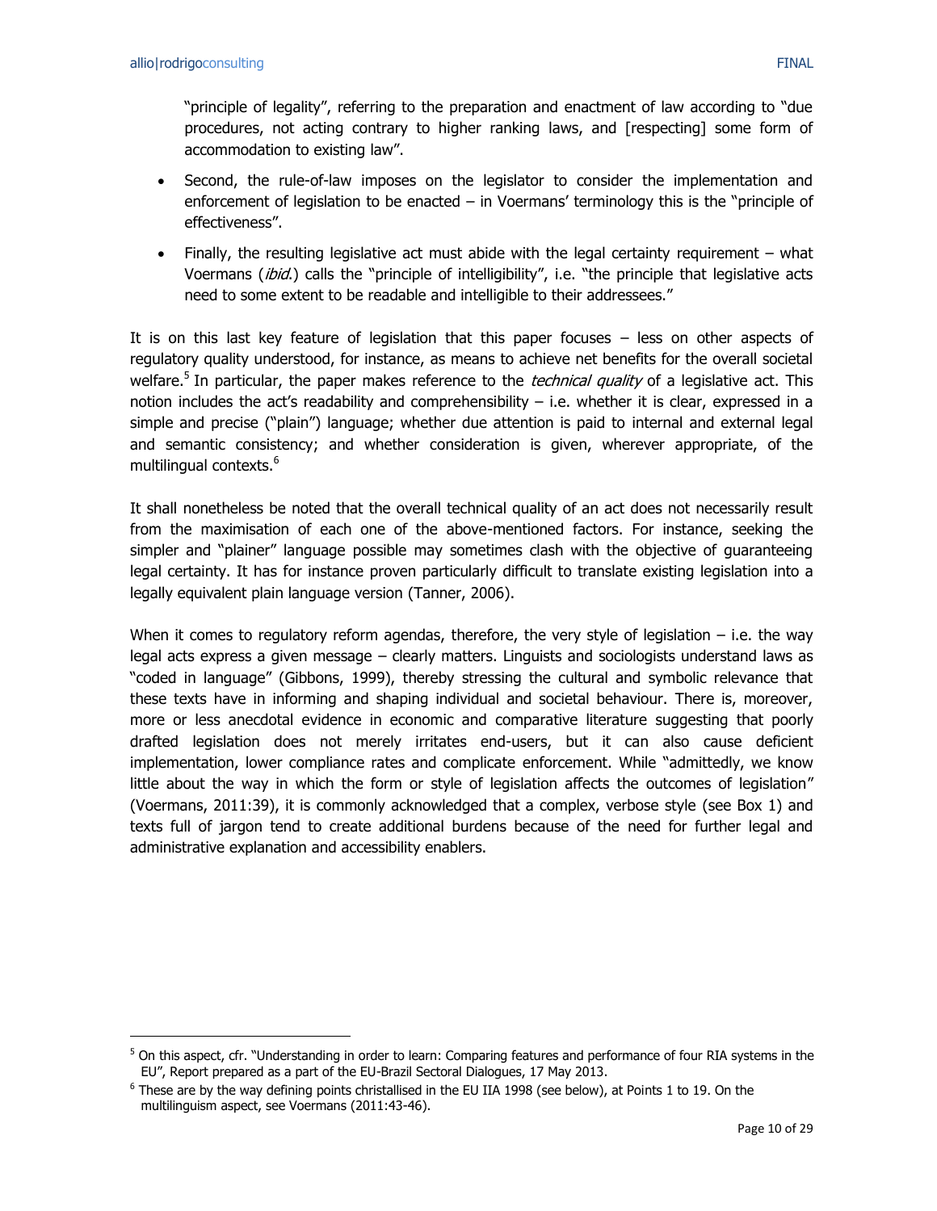"principle of legality", referring to the preparation and enactment of law according to "due procedures, not acting contrary to higher ranking laws, and [respecting] some form of accommodation to existing law".

- Second, the rule-of-law imposes on the legislator to consider the implementation and enforcement of legislation to be enacted – in Voermans' terminology this is the "principle of effectiveness".
- Finally, the resulting legislative act must abide with the legal certainty requirement – what Voermans (*ibid.*) calls the "principle of intelligibility", i.e. "the principle that legislative acts need to some extent to be readable and intelligible to their addressees."

It is on this last key feature of legislation that this paper focuses – less on other aspects of regulatory quality understood, for instance, as means to achieve net benefits for the overall societal welfare.[5] In particular, the paper makes reference to the *technical quality* of a legislative act. This notion includes the act's readability and comprehensibility – i.e. whether it is clear, expressed in a simple and precise ("plain") language; whether due attention is paid to internal and external legal and semantic consistency; and whether consideration is given, wherever appropriate, of the multilingual contexts.[6]

It shall nonetheless be noted that the overall technical quality of an act does not necessarily result from the maximisation of each one of the above-mentioned factors. For instance, seeking the simpler and "plainer" language possible may sometimes clash with the objective of guaranteeing legal certainty. It has for instance proven particularly difficult to translate existing legislation into a legally equivalent plain language version (Tanner, 2006).

When it comes to regulatory reform agendas, therefore, the very style of legislation – i.e. the way legal acts express a given message – clearly matters. Linguists and sociologists understand laws as "coded in language" (Gibbons, 1999), thereby stressing the cultural and symbolic relevance that these texts have in informing and shaping individual and societal behaviour. There is, moreover, more or less anecdotal evidence in economic and comparative literature suggesting that poorly drafted legislation does not merely irritates end-users, but it can also cause deficient implementation, lower compliance rates and complicate enforcement. While "admittedly, we know little about the way in which the form or style of legislation affects the outcomes of legislation" (Voermans, 2011:39), it is commonly acknowledged that a complex, verbose style (see Box 1) and texts full of jargon tend to create additional burdens because of the need for further legal and administrative explanation and accessibility enablers.

---

[5] On this aspect, cfr. "Understanding in order to learn: Comparing features and performance of four RIA systems in the EU", Report prepared as a part of the EU-Brazil Sectoral Dialogues, 17 May 2013.

[6] These are by the way defining points christallised in the EU IIA 1998 (see below), at Points 1 to 19. On the multilinguism aspect, see Voermans (2011:43-46).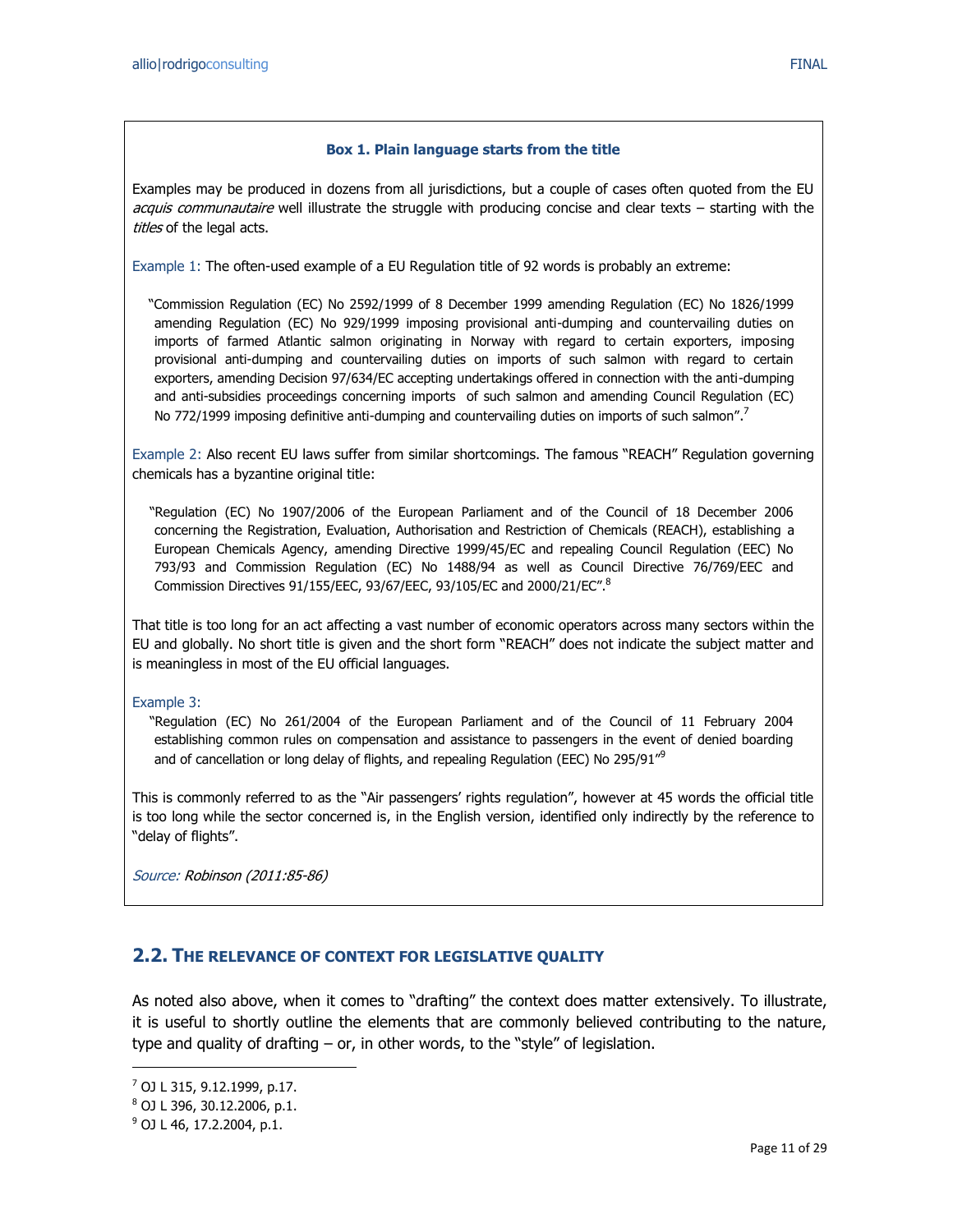### Box 1. Plain language starts from the title

Examples may be produced in dozens from all jurisdictions, but a couple of cases often quoted from the EU *acquis communautaire* well illustrate the struggle with producing concise and clear texts – starting with the *titles* of the legal acts.

Example 1: The often-used example of a EU Regulation title of 92 words is probably an extreme:

> "Commission Regulation (EC) No 2592/1999 of 8 December 1999 amending Regulation (EC) No 1826/1999 amending Regulation (EC) No 929/1999 imposing provisional anti-dumping and countervailing duties on imports of farmed Atlantic salmon originating in Norway with regard to certain exporters, imposing provisional anti-dumping and countervailing duties on imports of such salmon with regard to certain exporters, amending Decision 97/634/EC accepting undertakings offered in connection with the anti-dumping and anti-subsidies proceedings concerning imports of such salmon and amending Council Regulation (EC) No 772/1999 imposing definitive anti-dumping and countervailing duties on imports of such salmon".[7]

Example 2: Also recent EU laws suffer from similar shortcomings. The famous "REACH" Regulation governing chemicals has a byzantine original title:

> "Regulation (EC) No 1907/2006 of the European Parliament and of the Council of 18 December 2006 concerning the Registration, Evaluation, Authorisation and Restriction of Chemicals (REACH), establishing a European Chemicals Agency, amending Directive 1999/45/EC and repealing Council Regulation (EEC) No 793/93 and Commission Regulation (EC) No 1488/94 as well as Council Directive 76/769/EEC and Commission Directives 91/155/EEC, 93/67/EEC, 93/105/EC and 2000/21/EC".[8]

That title is too long for an act affecting a vast number of economic operators across many sectors within the EU and globally. No short title is given and the short form "REACH" does not indicate the subject matter and is meaningless in most of the EU official languages.

Example 3:

> "Regulation (EC) No 261/2004 of the European Parliament and of the Council of 11 February 2004 establishing common rules on compensation and assistance to passengers in the event of denied boarding and of cancellation or long delay of flights, and repealing Regulation (EEC) No 295/91"[9]

This is commonly referred to as the "Air passengers' rights regulation", however at 45 words the official title is too long while the sector concerned is, in the English version, identified only indirectly by the reference to "delay of flights".

*Source: Robinson (2011:85-86)*

## 2.2. The relevance of context for legislative quality

As noted also above, when it comes to "drafting" the context does matter extensively. To illustrate, it is useful to shortly outline the elements that are commonly believed contributing to the nature, type and quality of drafting – or, in other words, to the "style" of legislation.

---

[7] OJ L 315, 9.12.1999, p.17.

[8] OJ L 396, 30.12.2006, p.1.

[9] OJ L 46, 17.2.2004, p.1.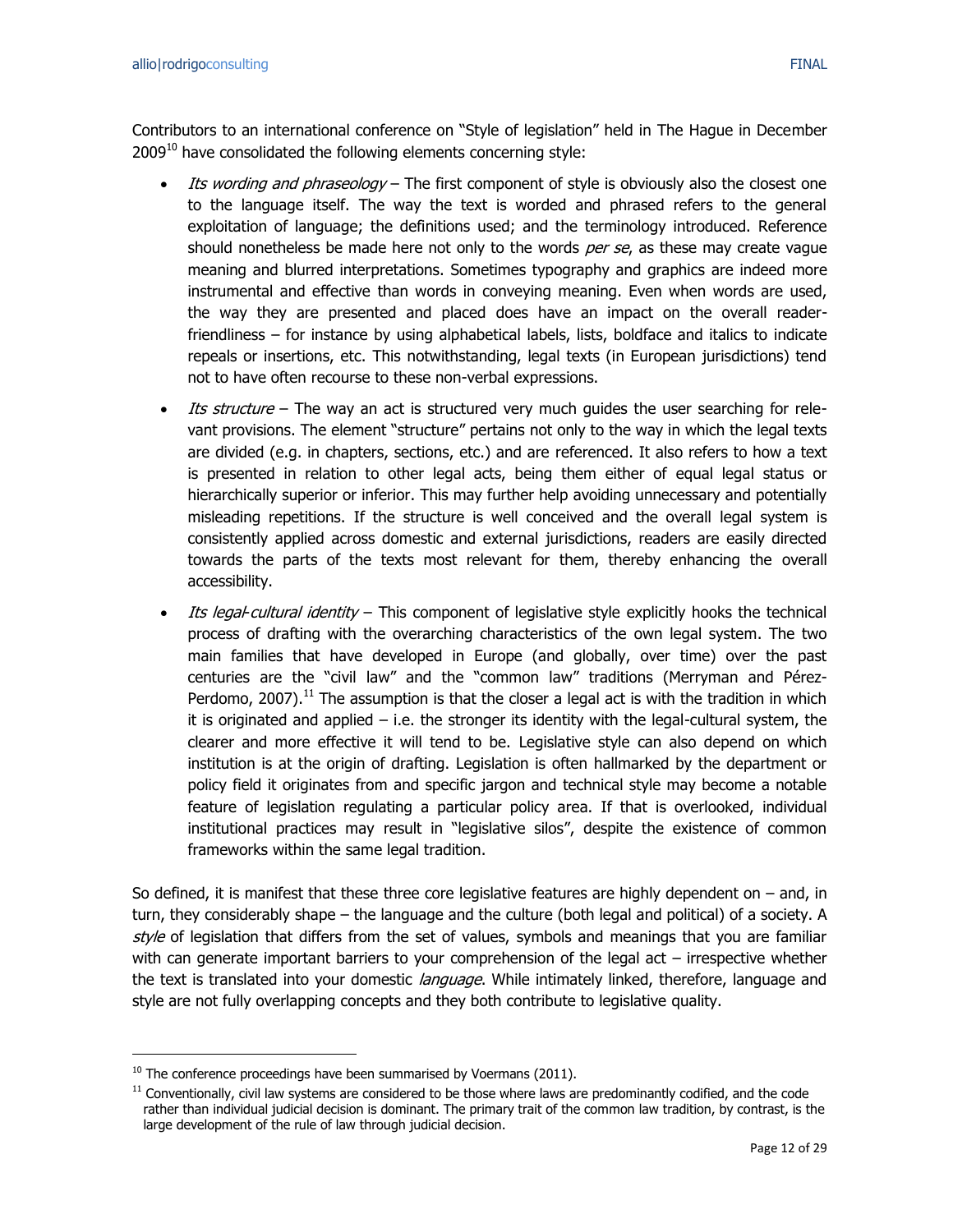Contributors to an international conference on "Style of legislation" held in The Hague in December 2009[10] have consolidated the following elements concerning style:

- *Its wording and phraseology* – The first component of style is obviously also the closest one to the language itself. The way the text is worded and phrased refers to the general exploitation of language; the definitions used; and the terminology introduced. Reference should nonetheless be made here not only to the words *per se*, as these may create vague meaning and blurred interpretations. Sometimes typography and graphics are indeed more instrumental and effective than words in conveying meaning. Even when words are used, the way they are presented and placed does have an impact on the overall reader-friendliness – for instance by using alphabetical labels, lists, boldface and italics to indicate repeals or insertions, etc. This notwithstanding, legal texts (in European jurisdictions) tend not to have often recourse to these non-verbal expressions.
- *Its structure* – The way an act is structured very much guides the user searching for relevant provisions. The element "structure" pertains not only to the way in which the legal texts are divided (e.g. in chapters, sections, etc.) and are referenced. It also refers to how a text is presented in relation to other legal acts, being them either of equal legal status or hierarchically superior or inferior. This may further help avoiding unnecessary and potentially misleading repetitions. If the structure is well conceived and the overall legal system is consistently applied across domestic and external jurisdictions, readers are easily directed towards the parts of the texts most relevant for them, thereby enhancing the overall accessibility.
- *Its legal-cultural identity* – This component of legislative style explicitly hooks the technical process of drafting with the overarching characteristics of the own legal system. The two main families that have developed in Europe (and globally, over time) over the past centuries are the "civil law" and the "common law" traditions (Merryman and Pérez-Perdomo, 2007).[11] The assumption is that the closer a legal act is with the tradition in which it is originated and applied – i.e. the stronger its identity with the legal-cultural system, the clearer and more effective it will tend to be. Legislative style can also depend on which institution is at the origin of drafting. Legislation is often hallmarked by the department or policy field it originates from and specific jargon and technical style may become a notable feature of legislation regulating a particular policy area. If that is overlooked, individual institutional practices may result in "legislative silos", despite the existence of common frameworks within the same legal tradition.

So defined, it is manifest that these three core legislative features are highly dependent on – and, in turn, they considerably shape – the language and the culture (both legal and political) of a society. A *style* of legislation that differs from the set of values, symbols and meanings that you are familiar with can generate important barriers to your comprehension of the legal act – irrespective whether the text is translated into your domestic *language*. While intimately linked, therefore, language and style are not fully overlapping concepts and they both contribute to legislative quality.

---

[10] The conference proceedings have been summarised by Voermans (2011).

[11] Conventionally, civil law systems are considered to be those where laws are predominantly codified, and the code rather than individual judicial decision is dominant. The primary trait of the common law tradition, by contrast, is the large development of the rule of law through judicial decision.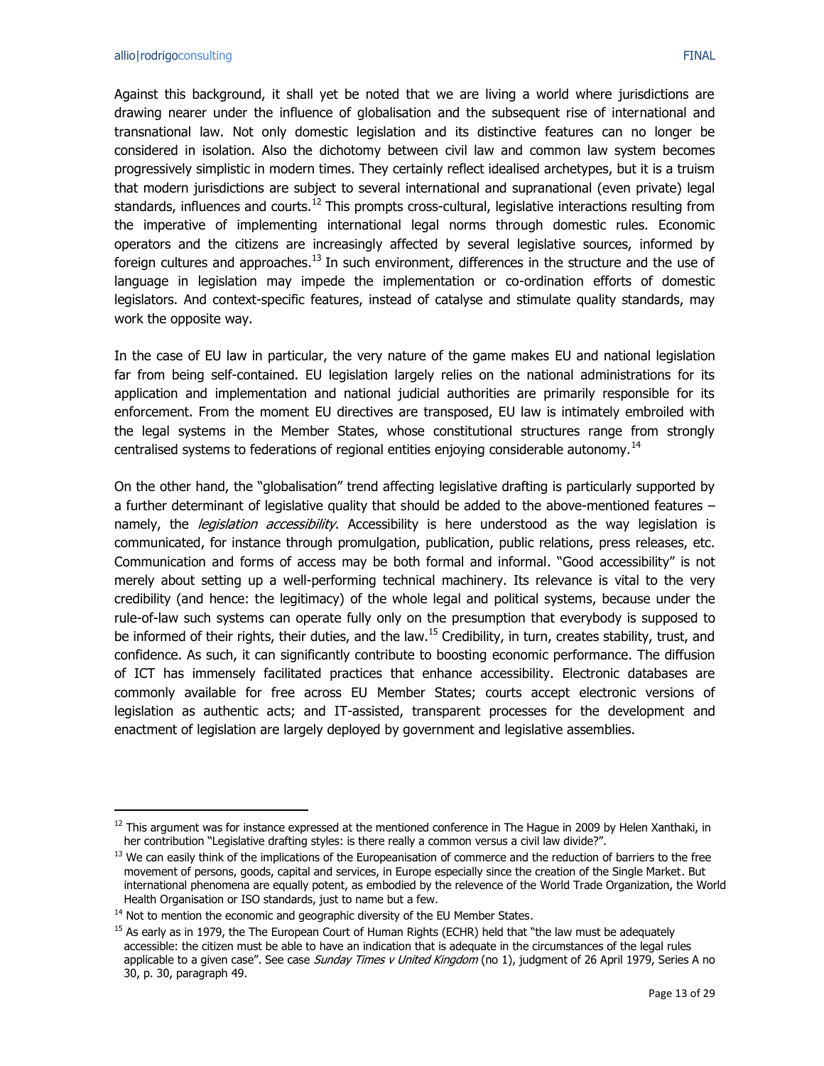Against this background, it shall yet be noted that we are living a world where jurisdictions are drawing nearer under the influence of globalisation and the subsequent rise of international and transnational law. Not only domestic legislation and its distinctive features can no longer be considered in isolation. Also the dichotomy between civil law and common law system becomes progressively simplistic in modern times. They certainly reflect idealised archetypes, but it is a truism that modern jurisdictions are subject to several international and supranational (even private) legal standards, influences and courts.[12] This prompts cross-cultural, legislative interactions resulting from the imperative of implementing international legal norms through domestic rules. Economic operators and the citizens are increasingly affected by several legislative sources, informed by foreign cultures and approaches.[13] In such environment, differences in the structure and the use of language in legislation may impede the implementation or co-ordination efforts of domestic legislators. And context-specific features, instead of catalyse and stimulate quality standards, may work the opposite way.

In the case of EU law in particular, the very nature of the game makes EU and national legislation far from being self-contained. EU legislation largely relies on the national administrations for its application and implementation and national judicial authorities are primarily responsible for its enforcement. From the moment EU directives are transposed, EU law is intimately embroiled with the legal systems in the Member States, whose constitutional structures range from strongly centralised systems to federations of regional entities enjoying considerable autonomy.[14]

On the other hand, the "globalisation" trend affecting legislative drafting is particularly supported by a further determinant of legislative quality that should be added to the above-mentioned features – namely, the *legislation accessibility*. Accessibility is here understood as the way legislation is communicated, for instance through promulgation, publication, public relations, press releases, etc. Communication and forms of access may be both formal and informal. "Good accessibility" is not merely about setting up a well-performing technical machinery. Its relevance is vital to the very credibility (and hence: the legitimacy) of the whole legal and political systems, because under the rule-of-law such systems can operate fully only on the presumption that everybody is supposed to be informed of their rights, their duties, and the law.[15] Credibility, in turn, creates stability, trust, and confidence. As such, it can significantly contribute to boosting economic performance. The diffusion of ICT has immensely facilitated practices that enhance accessibility. Electronic databases are commonly available for free across EU Member States; courts accept electronic versions of legislation as authentic acts; and IT-assisted, transparent processes for the development and enactment of legislation are largely deployed by government and legislative assemblies.

---

[12] This argument was for instance expressed at the mentioned conference in The Hague in 2009 by Helen Xanthaki, in her contribution "Legislative drafting styles: is there really a common versus a civil law divide?".

[13] We can easily think of the implications of the Europeanisation of commerce and the reduction of barriers to the free movement of persons, goods, capital and services, in Europe especially since the creation of the Single Market. But international phenomena are equally potent, as embodied by the relevence of the World Trade Organization, the World Health Organisation or ISO standards, just to name but a few.

[14] Not to mention the economic and geographic diversity of the EU Member States.

[15] As early as in 1979, the The European Court of Human Rights (ECHR) held that "the law must be adequately accessible: the citizen must be able to have an indication that is adequate in the circumstances of the legal rules applicable to a given case". See case *Sunday Times v United Kingdom* (no 1), judgment of 26 April 1979, Series A no 30, p. 30, paragraph 49.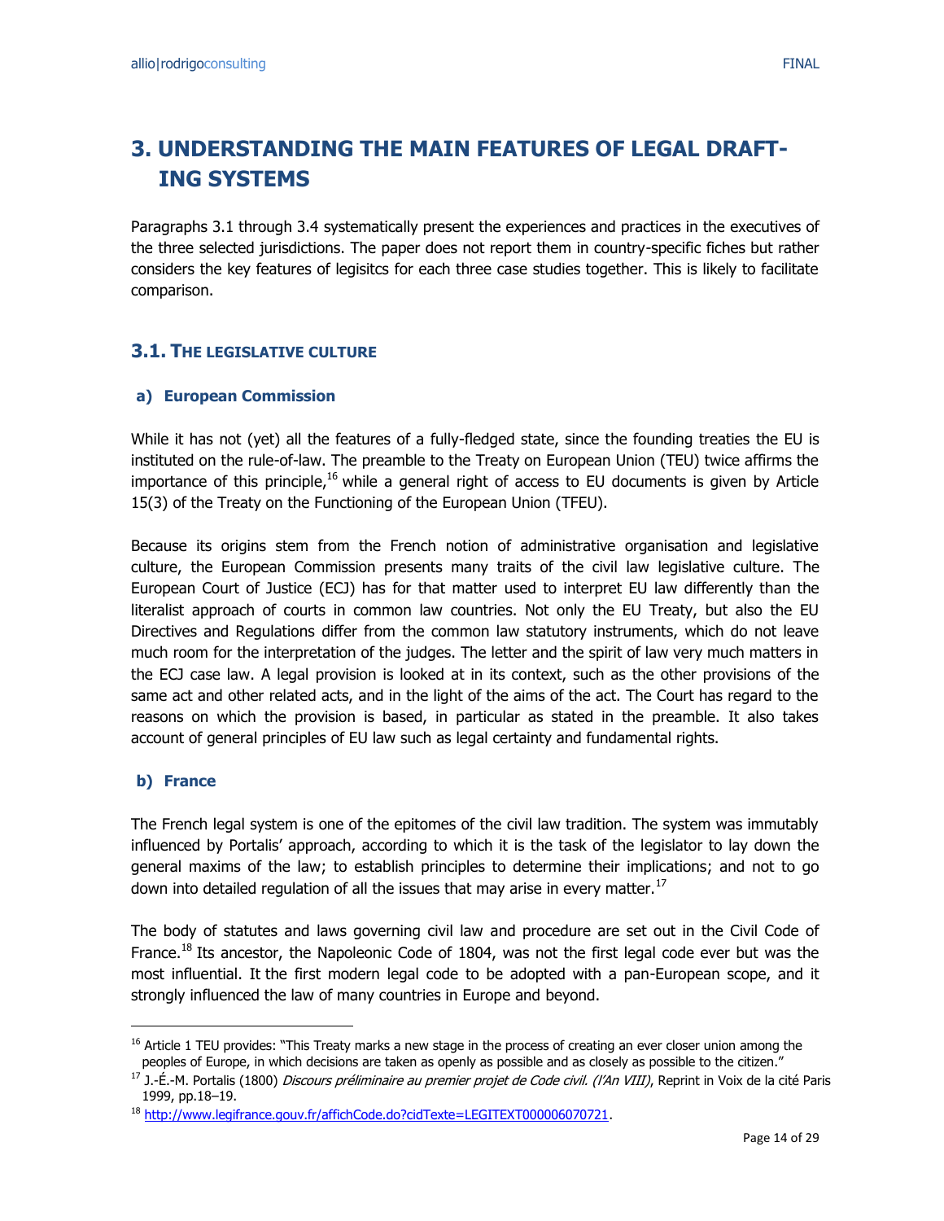# 3. UNDERSTANDING THE MAIN FEATURES OF LEGAL DRAFTING SYSTEMS

Paragraphs 3.1 through 3.4 systematically present the experiences and practices in the executives of the three selected jurisdictions. The paper does not report them in country-specific fiches but rather considers the key features of legisitcs for each three case studies together. This is likely to facilitate comparison.

## 3.1. The legislative culture

### a) European Commission

While it has not (yet) all the features of a fully-fledged state, since the founding treaties the EU is instituted on the rule-of-law. The preamble to the Treaty on European Union (TEU) twice affirms the importance of this principle,[16] while a general right of access to EU documents is given by Article 15(3) of the Treaty on the Functioning of the European Union (TFEU).

Because its origins stem from the French notion of administrative organisation and legislative culture, the European Commission presents many traits of the civil law legislative culture. The European Court of Justice (ECJ) has for that matter used to interpret EU law differently than the literalist approach of courts in common law countries. Not only the EU Treaty, but also the EU Directives and Regulations differ from the common law statutory instruments, which do not leave much room for the interpretation of the judges. The letter and the spirit of law very much matters in the ECJ case law. A legal provision is looked at in its context, such as the other provisions of the same act and other related acts, and in the light of the aims of the act. The Court has regard to the reasons on which the provision is based, in particular as stated in the preamble. It also takes account of general principles of EU law such as legal certainty and fundamental rights.

### b) France

The French legal system is one of the epitomes of the civil law tradition. The system was immutably influenced by Portalis' approach, according to which it is the task of the legislator to lay down the general maxims of the law; to establish principles to determine their implications; and not to go down into detailed regulation of all the issues that may arise in every matter.[17]

The body of statutes and laws governing civil law and procedure are set out in the Civil Code of France.[18] Its ancestor, the Napoleonic Code of 1804, was not the first legal code ever but was the most influential. It the first modern legal code to be adopted with a pan-European scope, and it strongly influenced the law of many countries in Europe and beyond.

---

[16] Article 1 TEU provides: "This Treaty marks a new stage in the process of creating an ever closer union among the peoples of Europe, in which decisions are taken as openly as possible and as closely as possible to the citizen."

[17] J.-É.-M. Portalis (1800) *Discours préliminaire au premier projet de Code civil. (l'An VIII)*, Reprint in Voix de la cité Paris 1999, pp.18–19.

[18] http://www.legifrance.gouv.fr/affichCode.do?cidTexte=LEGITEXT000006070721.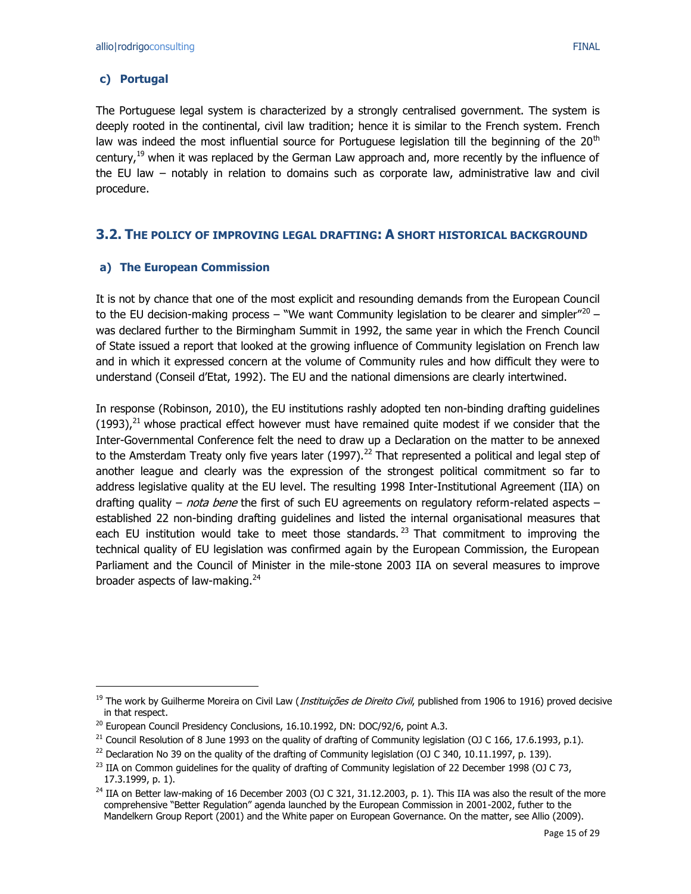### c) Portugal

The Portuguese legal system is characterized by a strongly centralised government. The system is deeply rooted in the continental, civil law tradition; hence it is similar to the French system. French law was indeed the most influential source for Portuguese legislation till the beginning of the 20th century,[19] when it was replaced by the German Law approach and, more recently by the influence of the EU law – notably in relation to domains such as corporate law, administrative law and civil procedure.

## 3.2. The policy of improving legal drafting: A short historical background

### a) The European Commission

It is not by chance that one of the most explicit and resounding demands from the European Council to the EU decision-making process – "We want Community legislation to be clearer and simpler"[20] – was declared further to the Birmingham Summit in 1992, the same year in which the French Council of State issued a report that looked at the growing influence of Community legislation on French law and in which it expressed concern at the volume of Community rules and how difficult they were to understand (Conseil d'Etat, 1992). The EU and the national dimensions are clearly intertwined.

In response (Robinson, 2010), the EU institutions rashly adopted ten non-binding drafting guidelines (1993),[21] whose practical effect however must have remained quite modest if we consider that the Inter-Governmental Conference felt the need to draw up a Declaration on the matter to be annexed to the Amsterdam Treaty only five years later (1997).[22] That represented a political and legal step of another league and clearly was the expression of the strongest political commitment so far to address legislative quality at the EU level. The resulting 1998 Inter-Institutional Agreement (IIA) on drafting quality – *nota bene* the first of such EU agreements on regulatory reform-related aspects – established 22 non-binding drafting guidelines and listed the internal organisational measures that each EU institution would take to meet those standards.[23] That commitment to improving the technical quality of EU legislation was confirmed again by the European Commission, the European Parliament and the Council of Minister in the mile-stone 2003 IIA on several measures to improve broader aspects of law-making.[24]

---

[19] The work by Guilherme Moreira on Civil Law (*Instituições de Direito Civil*, published from 1906 to 1916) proved decisive in that respect.

[20] European Council Presidency Conclusions, 16.10.1992, DN: DOC/92/6, point A.3.

[21] Council Resolution of 8 June 1993 on the quality of drafting of Community legislation (OJ C 166, 17.6.1993, p.1).

[22] Declaration No 39 on the quality of the drafting of Community legislation (OJ C 340, 10.11.1997, p. 139).

[23] IIA on Common guidelines for the quality of drafting of Community legislation of 22 December 1998 (OJ C 73, 17.3.1999, p. 1).

[24] IIA on Better law-making of 16 December 2003 (OJ C 321, 31.12.2003, p. 1). This IIA was also the result of the more comprehensive "Better Regulation" agenda launched by the European Commission in 2001-2002, futher to the Mandelkern Group Report (2001) and the White paper on European Governance. On the matter, see Allio (2009).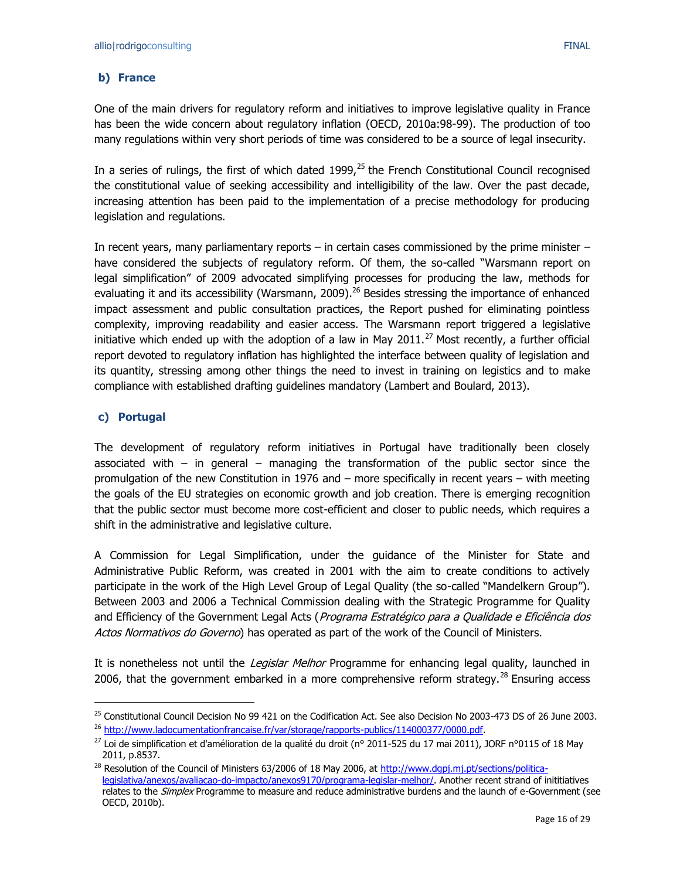### b) France

One of the main drivers for regulatory reform and initiatives to improve legislative quality in France has been the wide concern about regulatory inflation (OECD, 2010a:98-99). The production of too many regulations within very short periods of time was considered to be a source of legal insecurity.

In a series of rulings, the first of which dated 1999,[25] the French Constitutional Council recognised the constitutional value of seeking accessibility and intelligibility of the law. Over the past decade, increasing attention has been paid to the implementation of a precise methodology for producing legislation and regulations.

In recent years, many parliamentary reports – in certain cases commissioned by the prime minister – have considered the subjects of regulatory reform. Of them, the so-called "Warsmann report on legal simplification" of 2009 advocated simplifying processes for producing the law, methods for evaluating it and its accessibility (Warsmann, 2009).[26] Besides stressing the importance of enhanced impact assessment and public consultation practices, the Report pushed for eliminating pointless complexity, improving readability and easier access. The Warsmann report triggered a legislative initiative which ended up with the adoption of a law in May 2011.[27] Most recently, a further official report devoted to regulatory inflation has highlighted the interface between quality of legislation and its quantity, stressing among other things the need to invest in training on legistics and to make compliance with established drafting guidelines mandatory (Lambert and Boulard, 2013).

### c) Portugal

The development of regulatory reform initiatives in Portugal have traditionally been closely associated with – in general – managing the transformation of the public sector since the promulgation of the new Constitution in 1976 and – more specifically in recent years – with meeting the goals of the EU strategies on economic growth and job creation. There is emerging recognition that the public sector must become more cost-efficient and closer to public needs, which requires a shift in the administrative and legislative culture.

A Commission for Legal Simplification, under the guidance of the Minister for State and Administrative Public Reform, was created in 2001 with the aim to create conditions to actively participate in the work of the High Level Group of Legal Quality (the so-called "Mandelkern Group"). Between 2003 and 2006 a Technical Commission dealing with the Strategic Programme for Quality and Efficiency of the Government Legal Acts (*Programa Estratégico para a Qualidade e Eficiência dos Actos Normativos do Governo*) has operated as part of the work of the Council of Ministers.

It is nonetheless not until the *Legislar Melhor* Programme for enhancing legal quality, launched in 2006, that the government embarked in a more comprehensive reform strategy.[28] Ensuring access

---

[25] Constitutional Council Decision No 99 421 on the Codification Act. See also Decision No 2003-473 DS of 26 June 2003.

[26] http://www.ladocumentationfrancaise.fr/var/storage/rapports-publics/114000377/0000.pdf.

[27] Loi de simplification et d'amélioration de la qualité du droit (n° 2011-525 du 17 mai 2011), JORF n°0115 of 18 May 2011, p.8537.

[28] Resolution of the Council of Ministers 63/2006 of 18 May 2006, at http://www.dgpj.mj.pt/sections/politica-legislativa/anexos/avaliacao-do-impacto/anexos9170/programa-legislar-melhor/. Another recent strand of inititiatives relates to the *Simplex* Programme to measure and reduce administrative burdens and the launch of e-Government (see OECD, 2010b).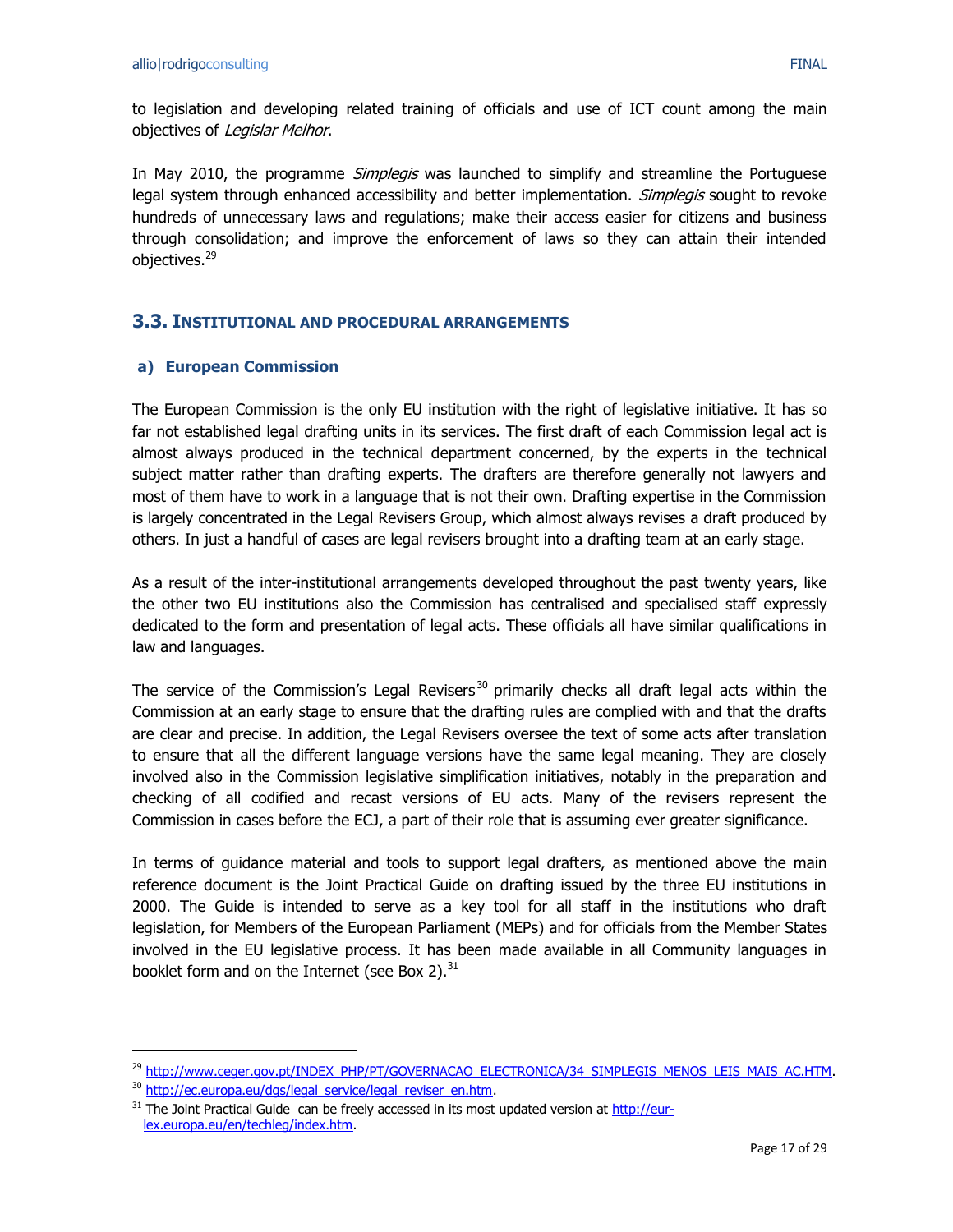to legislation and developing related training of officials and use of ICT count among the main objectives of *Legislar Melhor*.

In May 2010, the programme *Simplegis* was launched to simplify and streamline the Portuguese legal system through enhanced accessibility and better implementation. *Simplegis* sought to revoke hundreds of unnecessary laws and regulations; make their access easier for citizens and business through consolidation; and improve the enforcement of laws so they can attain their intended objectives.[29]

## 3.3. Institutional and procedural arrangements

### a) European Commission

The European Commission is the only EU institution with the right of legislative initiative. It has so far not established legal drafting units in its services. The first draft of each Commission legal act is almost always produced in the technical department concerned, by the experts in the technical subject matter rather than drafting experts. The drafters are therefore generally not lawyers and most of them have to work in a language that is not their own. Drafting expertise in the Commission is largely concentrated in the Legal Revisers Group, which almost always revises a draft produced by others. In just a handful of cases are legal revisers brought into a drafting team at an early stage.

As a result of the inter-institutional arrangements developed throughout the past twenty years, like the other two EU institutions also the Commission has centralised and specialised staff expressly dedicated to the form and presentation of legal acts. These officials all have similar qualifications in law and languages.

The service of the Commission's Legal Revisers[30] primarily checks all draft legal acts within the Commission at an early stage to ensure that the drafting rules are complied with and that the drafts are clear and precise. In addition, the Legal Revisers oversee the text of some acts after translation to ensure that all the different language versions have the same legal meaning. They are closely involved also in the Commission legislative simplification initiatives, notably in the preparation and checking of all codified and recast versions of EU acts. Many of the revisers represent the Commission in cases before the ECJ, a part of their role that is assuming ever greater significance.

In terms of guidance material and tools to support legal drafters, as mentioned above the main reference document is the Joint Practical Guide on drafting issued by the three EU institutions in 2000. The Guide is intended to serve as a key tool for all staff in the institutions who draft legislation, for Members of the European Parliament (MEPs) and for officials from the Member States involved in the EU legislative process. It has been made available in all Community languages in booklet form and on the Internet (see Box 2).[31]

---

[29] http://www.ceger.gov.pt/INDEX_PHP/PT/GOVERNACAO_ELECTRONICA/34_SIMPLEGIS_MENOS_LEIS_MAIS_AC.HTM.

[30] http://ec.europa.eu/dgs/legal_service/legal_reviser_en.htm.

[31] The Joint Practical Guide can be freely accessed in its most updated version at http://eur-lex.europa.eu/en/techleg/index.htm.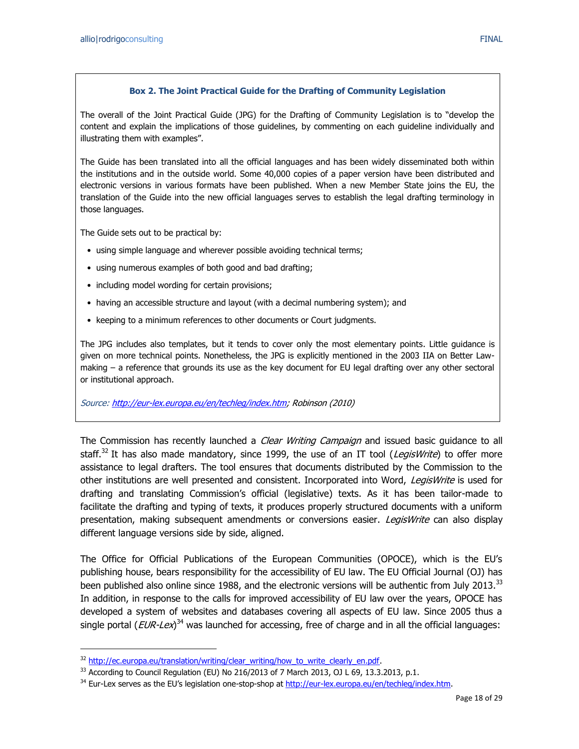**Box 2. The Joint Practical Guide for the Drafting of Community Legislation**

The overall of the Joint Practical Guide (JPG) for the Drafting of Community Legislation is to "develop the content and explain the implications of those guidelines, by commenting on each guideline individually and illustrating them with examples".

The Guide has been translated into all the official languages and has been widely disseminated both within the institutions and in the outside world. Some 40,000 copies of a paper version have been distributed and electronic versions in various formats have been published. When a new Member State joins the EU, the translation of the Guide into the new official languages serves to establish the legal drafting terminology in those languages.

The Guide sets out to be practical by:

- using simple language and wherever possible avoiding technical terms;
- using numerous examples of both good and bad drafting;
- including model wording for certain provisions;
- having an accessible structure and layout (with a decimal numbering system); and
- keeping to a minimum references to other documents or Court judgments.

The JPG includes also templates, but it tends to cover only the most elementary points. Little guidance is given on more technical points. Nonetheless, the JPG is explicitly mentioned in the 2003 IIA on Better Law-making – a reference that grounds its use as the key document for EU legal drafting over any other sectoral or institutional approach.

*Source: http://eur-lex.europa.eu/en/techleg/index.htm; Robinson (2010)*

The Commission has recently launched a *Clear Writing Campaign* and issued basic guidance to all staff.[32] It has also made mandatory, since 1999, the use of an IT tool (*LegisWrite*) to offer more assistance to legal drafters. The tool ensures that documents distributed by the Commission to the other institutions are well presented and consistent. Incorporated into Word, *LegisWrite* is used for drafting and translating Commission's official (legislative) texts. As it has been tailor-made to facilitate the drafting and typing of texts, it produces properly structured documents with a uniform presentation, making subsequent amendments or conversions easier. *LegisWrite* can also display different language versions side by side, aligned.

The Office for Official Publications of the European Communities (OPOCE), which is the EU's publishing house, bears responsibility for the accessibility of EU law. The EU Official Journal (OJ) has been published also online since 1988, and the electronic versions will be authentic from July 2013.[33] In addition, in response to the calls for improved accessibility of EU law over the years, OPOCE has developed a system of websites and databases covering all aspects of EU law. Since 2005 thus a single portal (*EUR-Lex*)[34] was launched for accessing, free of charge and in all the official languages:

---

[32] http://ec.europa.eu/translation/writing/clear_writing/how_to_write_clearly_en.pdf.

[33] According to Council Regulation (EU) No 216/2013 of 7 March 2013, OJ L 69, 13.3.2013, p.1.

[34] Eur-Lex serves as the EU's legislation one-stop-shop at http://eur-lex.europa.eu/en/techleg/index.htm.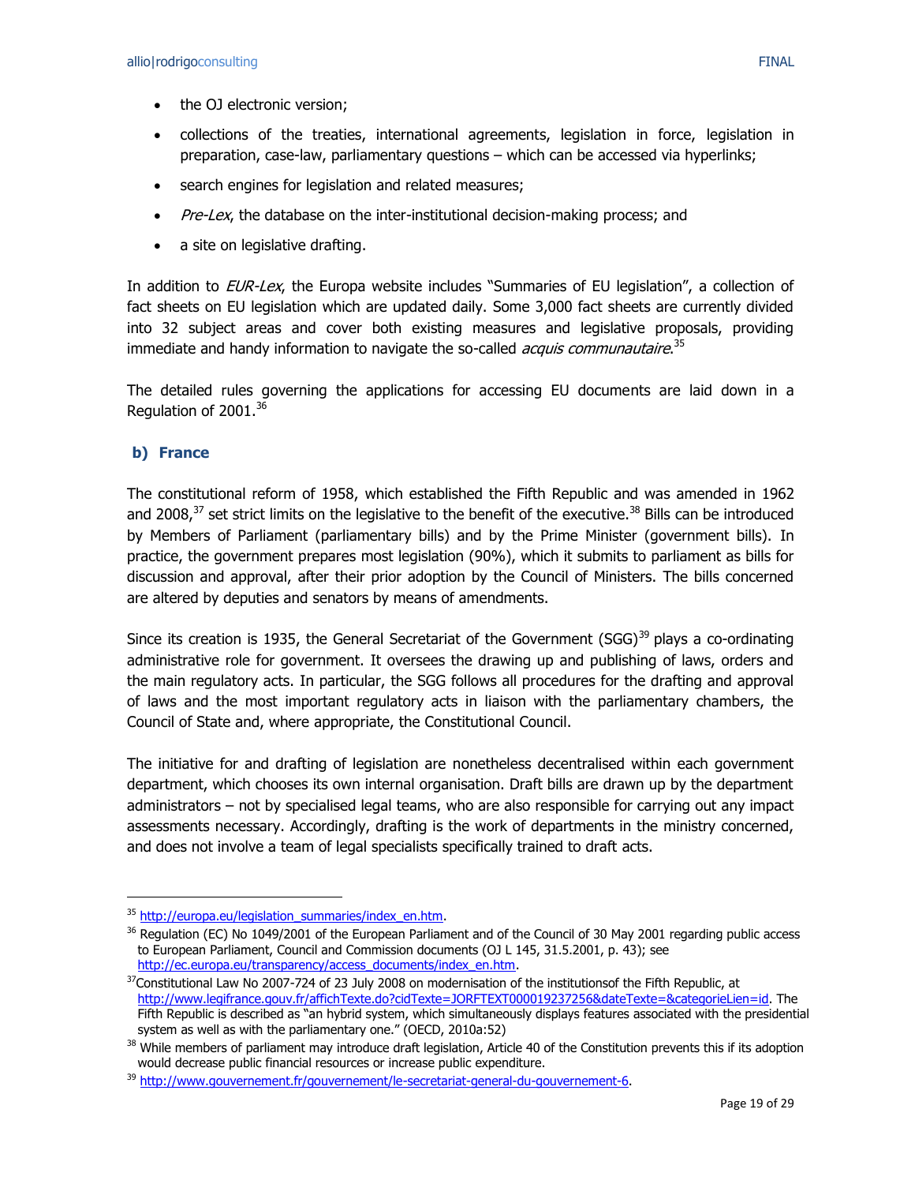- the OJ electronic version;
- collections of the treaties, international agreements, legislation in force, legislation in preparation, case-law, parliamentary questions – which can be accessed via hyperlinks;
- search engines for legislation and related measures;
- *Pre-Lex*, the database on the inter-institutional decision-making process; and
- a site on legislative drafting.

In addition to *EUR-Lex*, the Europa website includes "Summaries of EU legislation", a collection of fact sheets on EU legislation which are updated daily. Some 3,000 fact sheets are currently divided into 32 subject areas and cover both existing measures and legislative proposals, providing immediate and handy information to navigate the so-called *acquis communautaire*.[35]

The detailed rules governing the applications for accessing EU documents are laid down in a Regulation of 2001.[36]

### b) France

The constitutional reform of 1958, which established the Fifth Republic and was amended in 1962 and 2008,[37] set strict limits on the legislative to the benefit of the executive.[38] Bills can be introduced by Members of Parliament (parliamentary bills) and by the Prime Minister (government bills). In practice, the government prepares most legislation (90%), which it submits to parliament as bills for discussion and approval, after their prior adoption by the Council of Ministers. The bills concerned are altered by deputies and senators by means of amendments.

Since its creation is 1935, the General Secretariat of the Government (SGG)[39] plays a co-ordinating administrative role for government. It oversees the drawing up and publishing of laws, orders and the main regulatory acts. In particular, the SGG follows all procedures for the drafting and approval of laws and the most important regulatory acts in liaison with the parliamentary chambers, the Council of State and, where appropriate, the Constitutional Council.

The initiative for and drafting of legislation are nonetheless decentralised within each government department, which chooses its own internal organisation. Draft bills are drawn up by the department administrators – not by specialised legal teams, who are also responsible for carrying out any impact assessments necessary. Accordingly, drafting is the work of departments in the ministry concerned, and does not involve a team of legal specialists specifically trained to draft acts.

---

[35] http://europa.eu/legislation_summaries/index_en.htm.

[36] Regulation (EC) No 1049/2001 of the European Parliament and of the Council of 30 May 2001 regarding public access to European Parliament, Council and Commission documents (OJ L 145, 31.5.2001, p. 43); see http://ec.europa.eu/transparency/access_documents/index_en.htm.

[37] Constitutional Law No 2007-724 of 23 July 2008 on modernisation of the institutionsof the Fifth Republic, at http://www.legifrance.gouv.fr/affichTexte.do?cidTexte=JORFTEXT000019237256&dateTexte=&categorieLien=id. The Fifth Republic is described as "an hybrid system, which simultaneously displays features associated with the presidential system as well as with the parliamentary one." (OECD, 2010a:52)

[38] While members of parliament may introduce draft legislation, Article 40 of the Constitution prevents this if its adoption would decrease public financial resources or increase public expenditure.

[39] http://www.gouvernement.fr/gouvernement/le-secretariat-general-du-gouvernement-6.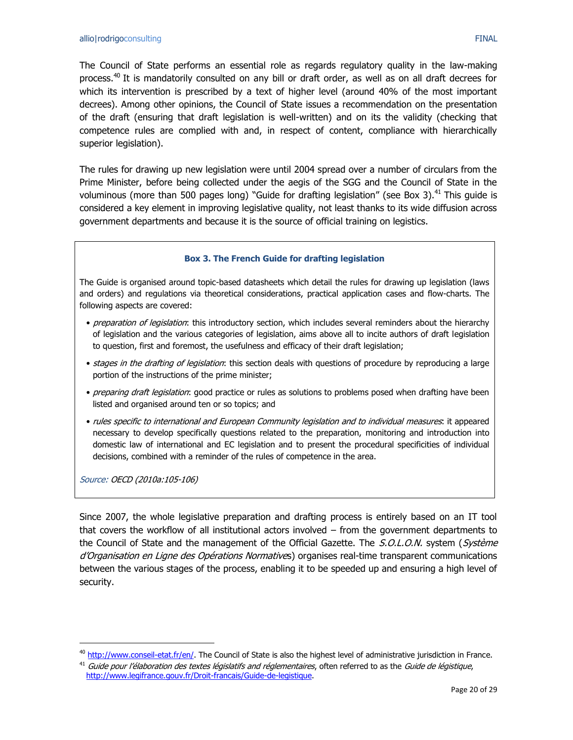The Council of State performs an essential role as regards regulatory quality in the law-making process.[40] It is mandatorily consulted on any bill or draft order, as well as on all draft decrees for which its intervention is prescribed by a text of higher level (around 40% of the most important decrees). Among other opinions, the Council of State issues a recommendation on the presentation of the draft (ensuring that draft legislation is well-written) and on its the validity (checking that competence rules are complied with and, in respect of content, compliance with hierarchically superior legislation).

The rules for drawing up new legislation were until 2004 spread over a number of circulars from the Prime Minister, before being collected under the aegis of the SGG and the Council of State in the voluminous (more than 500 pages long) "Guide for drafting legislation" (see Box 3).[41] This guide is considered a key element in improving legislative quality, not least thanks to its wide diffusion across government departments and because it is the source of official training on legistics.

> **Box 3. The French Guide for drafting legislation**
>
> The Guide is organised around topic-based datasheets which detail the rules for drawing up legislation (laws and orders) and regulations via theoretical considerations, practical application cases and flow-charts. The following aspects are covered:
>
> - *preparation of legislation*: this introductory section, which includes several reminders about the hierarchy of legislation and the various categories of legislation, aims above all to incite authors of draft legislation to question, first and foremost, the usefulness and efficacy of their draft legislation;
> - *stages in the drafting of legislation*: this section deals with questions of procedure by reproducing a large portion of the instructions of the prime minister;
> - *preparing draft legislation*: good practice or rules as solutions to problems posed when drafting have been listed and organised around ten or so topics; and
> - *rules specific to international and European Community legislation and to individual measures*: it appeared necessary to develop specifically questions related to the preparation, monitoring and introduction into domestic law of international and EC legislation and to present the procedural specificities of individual decisions, combined with a reminder of the rules of competence in the area.
>
> *Source: OECD (2010a:105-106)*

Since 2007, the whole legislative preparation and drafting process is entirely based on an IT tool that covers the workflow of all institutional actors involved – from the government departments to the Council of State and the management of the Official Gazette. The *S.O.L.O.N.* system (*Système d'Organisation en Ligne des Opérations Normatives*) organises real-time transparent communications between the various stages of the process, enabling it to be speeded up and ensuring a high level of security.

---

[40] http://www.conseil-etat.fr/en/. The Council of State is also the highest level of administrative jurisdiction in France.

[41] *Guide pour l'élaboration des textes législatifs and réglementaires*, often referred to as the *Guide de légistique*, http://www.legifrance.gouv.fr/Droit-francais/Guide-de-legistique.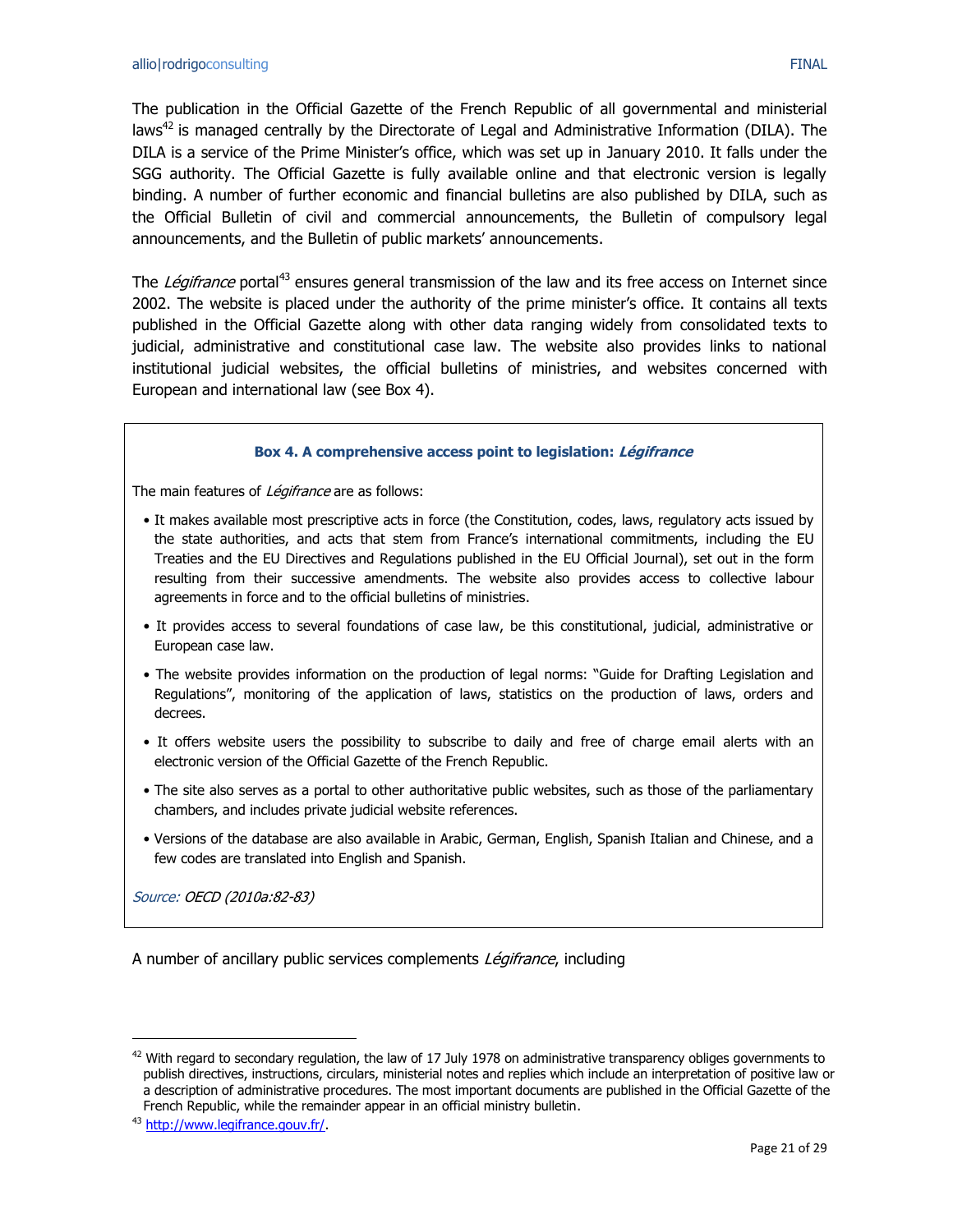The publication in the Official Gazette of the French Republic of all governmental and ministerial laws[42] is managed centrally by the Directorate of Legal and Administrative Information (DILA). The DILA is a service of the Prime Minister's office, which was set up in January 2010. It falls under the SGG authority. The Official Gazette is fully available online and that electronic version is legally binding. A number of further economic and financial bulletins are also published by DILA, such as the Official Bulletin of civil and commercial announcements, the Bulletin of compulsory legal announcements, and the Bulletin of public markets' announcements.

The *Légifrance* portal[43] ensures general transmission of the law and its free access on Internet since 2002. The website is placed under the authority of the prime minister's office. It contains all texts published in the Official Gazette along with other data ranging widely from consolidated texts to judicial, administrative and constitutional case law. The website also provides links to national institutional judicial websites, the official bulletins of ministries, and websites concerned with European and international law (see Box 4).

> **Box 4. A comprehensive access point to legislation: *Légifrance***
>
> The main features of *Légifrance* are as follows:
>
> - It makes available most prescriptive acts in force (the Constitution, codes, laws, regulatory acts issued by the state authorities, and acts that stem from France's international commitments, including the EU Treaties and the EU Directives and Regulations published in the EU Official Journal), set out in the form resulting from their successive amendments. The website also provides access to collective labour agreements in force and to the official bulletins of ministries.
> - It provides access to several foundations of case law, be this constitutional, judicial, administrative or European case law.
> - The website provides information on the production of legal norms: "Guide for Drafting Legislation and Regulations", monitoring of the application of laws, statistics on the production of laws, orders and decrees.
> - It offers website users the possibility to subscribe to daily and free of charge email alerts with an electronic version of the Official Gazette of the French Republic.
> - The site also serves as a portal to other authoritative public websites, such as those of the parliamentary chambers, and includes private judicial website references.
> - Versions of the database are also available in Arabic, German, English, Spanish Italian and Chinese, and a few codes are translated into English and Spanish.
>
> *Source: OECD (2010a:82-83)*

A number of ancillary public services complements *Légifrance*, including

---

[42] With regard to secondary regulation, the law of 17 July 1978 on administrative transparency obliges governments to publish directives, instructions, circulars, ministerial notes and replies which include an interpretation of positive law or a description of administrative procedures. The most important documents are published in the Official Gazette of the French Republic, while the remainder appear in an official ministry bulletin.

[43] http://www.legifrance.gouv.fr/.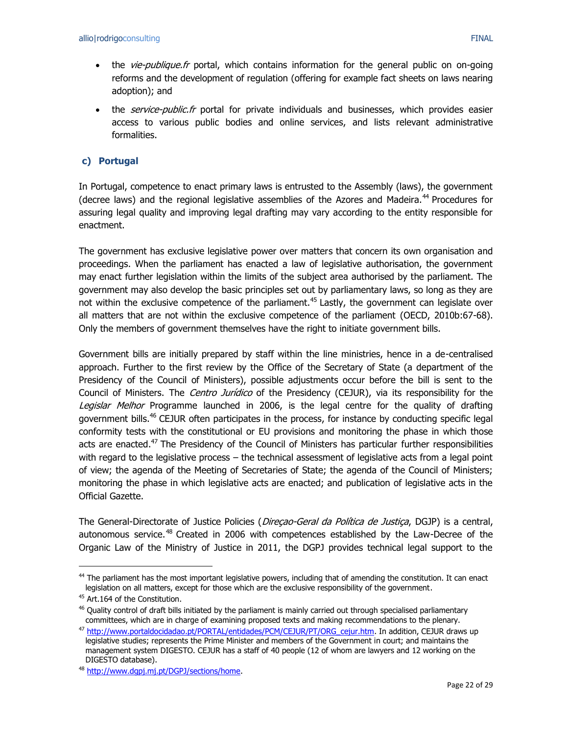- the *vie-publique.fr* portal, which contains information for the general public on on-going reforms and the development of regulation (offering for example fact sheets on laws nearing adoption); and
- the *service-public.fr* portal for private individuals and businesses, which provides easier access to various public bodies and online services, and lists relevant administrative formalities.

### c) Portugal

In Portugal, competence to enact primary laws is entrusted to the Assembly (laws), the government (decree laws) and the regional legislative assemblies of the Azores and Madeira.[44] Procedures for assuring legal quality and improving legal drafting may vary according to the entity responsible for enactment.

The government has exclusive legislative power over matters that concern its own organisation and proceedings. When the parliament has enacted a law of legislative authorisation, the government may enact further legislation within the limits of the subject area authorised by the parliament. The government may also develop the basic principles set out by parliamentary laws, so long as they are not within the exclusive competence of the parliament.[45] Lastly, the government can legislate over all matters that are not within the exclusive competence of the parliament (OECD, 2010b:67-68). Only the members of government themselves have the right to initiate government bills.

Government bills are initially prepared by staff within the line ministries, hence in a de-centralised approach. Further to the first review by the Office of the Secretary of State (a department of the Presidency of the Council of Ministers), possible adjustments occur before the bill is sent to the Council of Ministers. The *Centro Jurídico* of the Presidency (CEJUR), via its responsibility for the *Legislar Melhor* Programme launched in 2006, is the legal centre for the quality of drafting government bills.[46] CEJUR often participates in the process, for instance by conducting specific legal conformity tests with the constitutional or EU provisions and monitoring the phase in which those acts are enacted.[47] The Presidency of the Council of Ministers has particular further responsibilities with regard to the legislative process – the technical assessment of legislative acts from a legal point of view; the agenda of the Meeting of Secretaries of State; the agenda of the Council of Ministers; monitoring the phase in which legislative acts are enacted; and publication of legislative acts in the Official Gazette.

The General-Directorate of Justice Policies (*Direçao-Geral da Política de Justiça*, DGJP) is a central, autonomous service.[48] Created in 2006 with competences established by the Law-Decree of the Organic Law of the Ministry of Justice in 2011, the DGPJ provides technical legal support to the

---

[44] The parliament has the most important legislative powers, including that of amending the constitution. It can enact legislation on all matters, except for those which are the exclusive responsibility of the government.

[45] Art.164 of the Constitution.

[46] Quality control of draft bills initiated by the parliament is mainly carried out through specialised parliamentary committees, which are in charge of examining proposed texts and making recommendations to the plenary.

[47] http://www.portaldocidadao.pt/PORTAL/entidades/PCM/CEJUR/PT/ORG_cejur.htm. In addition, CEJUR draws up legislative studies; represents the Prime Minister and members of the Government in court; and maintains the management system DIGESTO. CEJUR has a staff of 40 people (12 of whom are lawyers and 12 working on the DIGESTO database).

[48] http://www.dgpj.mj.pt/DGPJ/sections/home.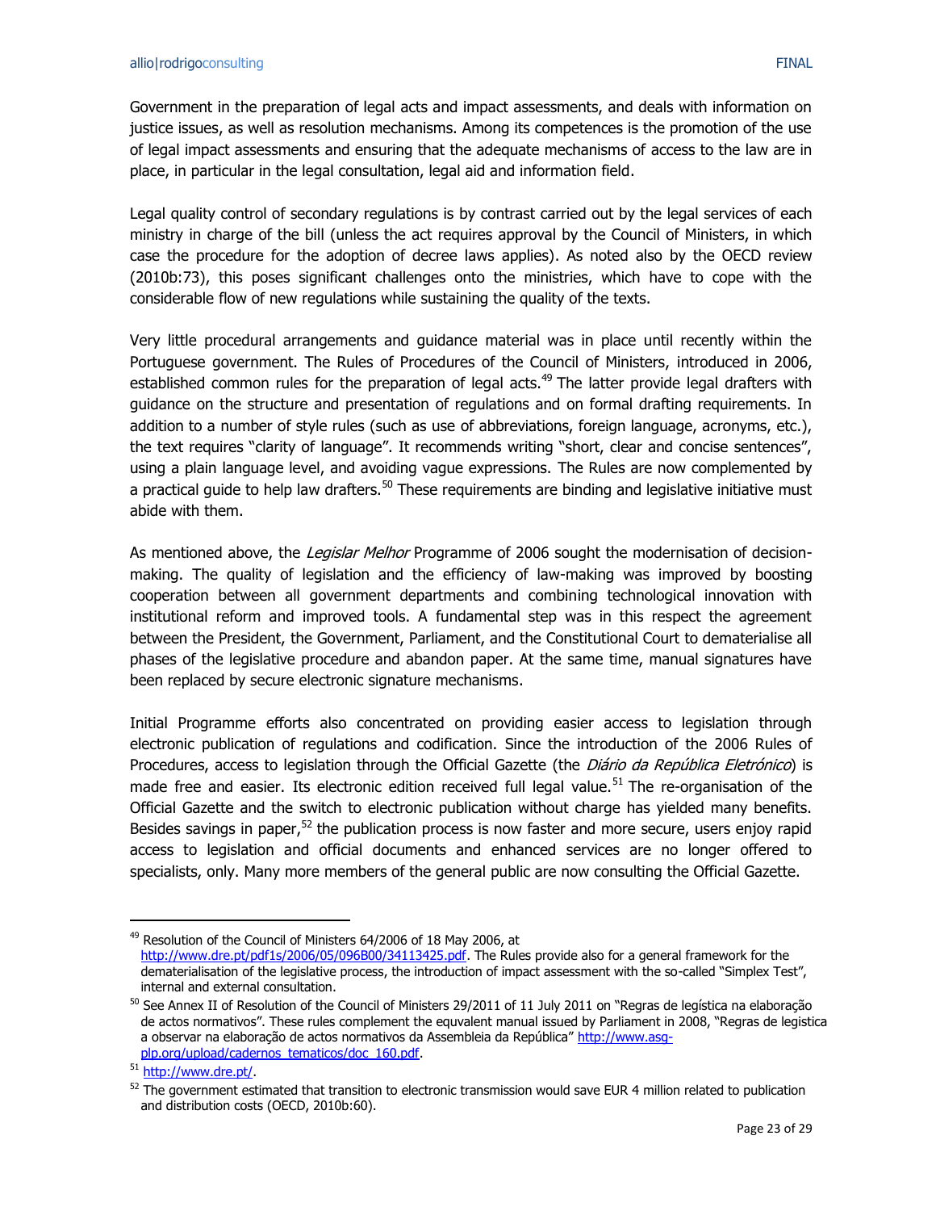Government in the preparation of legal acts and impact assessments, and deals with information on justice issues, as well as resolution mechanisms. Among its competences is the promotion of the use of legal impact assessments and ensuring that the adequate mechanisms of access to the law are in place, in particular in the legal consultation, legal aid and information field.

Legal quality control of secondary regulations is by contrast carried out by the legal services of each ministry in charge of the bill (unless the act requires approval by the Council of Ministers, in which case the procedure for the adoption of decree laws applies). As noted also by the OECD review (2010b:73), this poses significant challenges onto the ministries, which have to cope with the considerable flow of new regulations while sustaining the quality of the texts.

Very little procedural arrangements and guidance material was in place until recently within the Portuguese government. The Rules of Procedures of the Council of Ministers, introduced in 2006, established common rules for the preparation of legal acts.[49] The latter provide legal drafters with guidance on the structure and presentation of regulations and on formal drafting requirements. In addition to a number of style rules (such as use of abbreviations, foreign language, acronyms, etc.), the text requires "clarity of language". It recommends writing "short, clear and concise sentences", using a plain language level, and avoiding vague expressions. The Rules are now complemented by a practical guide to help law drafters.[50] These requirements are binding and legislative initiative must abide with them.

As mentioned above, the *Legislar Melhor* Programme of 2006 sought the modernisation of decision-making. The quality of legislation and the efficiency of law-making was improved by boosting cooperation between all government departments and combining technological innovation with institutional reform and improved tools. A fundamental step was in this respect the agreement between the President, the Government, Parliament, and the Constitutional Court to dematerialise all phases of the legislative procedure and abandon paper. At the same time, manual signatures have been replaced by secure electronic signature mechanisms.

Initial Programme efforts also concentrated on providing easier access to legislation through electronic publication of regulations and codification. Since the introduction of the 2006 Rules of Procedures, access to legislation through the Official Gazette (the *Diário da República Eletrónico*) is made free and easier. Its electronic edition received full legal value.[51] The re-organisation of the Official Gazette and the switch to electronic publication without charge has yielded many benefits. Besides savings in paper,[52] the publication process is now faster and more secure, users enjoy rapid access to legislation and official documents and enhanced services are no longer offered to specialists, only. Many more members of the general public are now consulting the Official Gazette.

---

[49] Resolution of the Council of Ministers 64/2006 of 18 May 2006, at http://www.dre.pt/pdf1s/2006/05/096B00/34113425.pdf. The Rules provide also for a general framework for the dematerialisation of the legislative process, the introduction of impact assessment with the so-called "Simplex Test", internal and external consultation.

[50] See Annex II of Resolution of the Council of Ministers 29/2011 of 11 July 2011 on "Regras de legística na elaboração de actos normativos". These rules complement the equvalent manual issued by Parliament in 2008, "Regras de legistica a observar na elaboração de actos normativos da Assembleia da República" http://www.asg-plp.org/upload/cadernos_tematicos/doc_160.pdf.

[51] http://www.dre.pt/.

[52] The government estimated that transition to electronic transmission would save EUR 4 million related to publication and distribution costs (OECD, 2010b:60).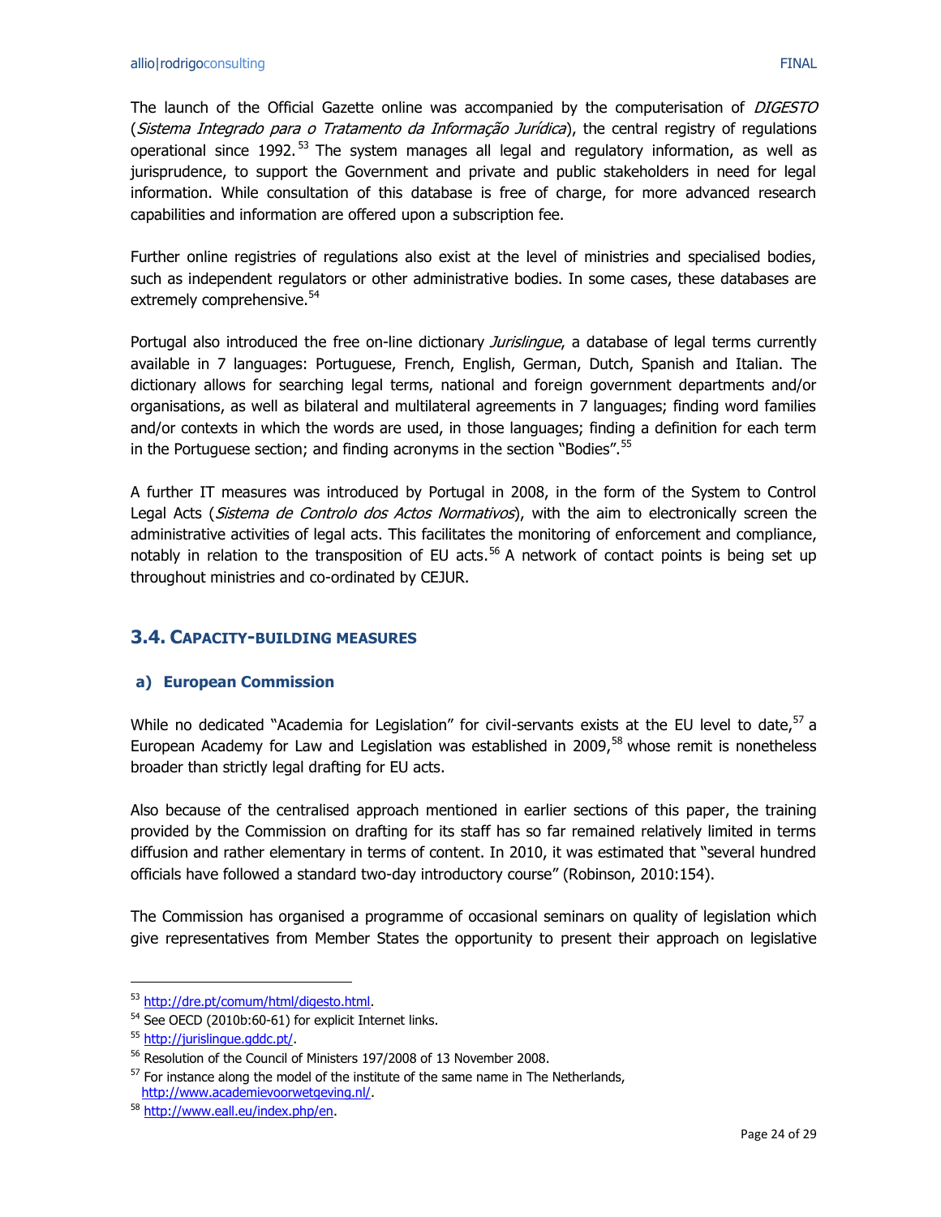The launch of the Official Gazette online was accompanied by the computerisation of *DIGESTO* (*Sistema Integrado para o Tratamento da Informação Jurídica*), the central registry of regulations operational since 1992.[53] The system manages all legal and regulatory information, as well as jurisprudence, to support the Government and private and public stakeholders in need for legal information. While consultation of this database is free of charge, for more advanced research capabilities and information are offered upon a subscription fee.

Further online registries of regulations also exist at the level of ministries and specialised bodies, such as independent regulators or other administrative bodies. In some cases, these databases are extremely comprehensive.[54]

Portugal also introduced the free on-line dictionary *Jurislingue*, a database of legal terms currently available in 7 languages: Portuguese, French, English, German, Dutch, Spanish and Italian. The dictionary allows for searching legal terms, national and foreign government departments and/or organisations, as well as bilateral and multilateral agreements in 7 languages; finding word families and/or contexts in which the words are used, in those languages; finding a definition for each term in the Portuguese section; and finding acronyms in the section "Bodies".[55]

A further IT measures was introduced by Portugal in 2008, in the form of the System to Control Legal Acts (*Sistema de Controlo dos Actos Normativos*), with the aim to electronically screen the administrative activities of legal acts. This facilitates the monitoring of enforcement and compliance, notably in relation to the transposition of EU acts.[56] A network of contact points is being set up throughout ministries and co-ordinated by CEJUR.

## 3.4. Capacity-building measures

### a) European Commission

While no dedicated "Academia for Legislation" for civil-servants exists at the EU level to date,[57] a European Academy for Law and Legislation was established in 2009,[58] whose remit is nonetheless broader than strictly legal drafting for EU acts.

Also because of the centralised approach mentioned in earlier sections of this paper, the training provided by the Commission on drafting for its staff has so far remained relatively limited in terms diffusion and rather elementary in terms of content. In 2010, it was estimated that "several hundred officials have followed a standard two-day introductory course" (Robinson, 2010:154).

The Commission has organised a programme of occasional seminars on quality of legislation which give representatives from Member States the opportunity to present their approach on legislative

---

[53] http://dre.pt/comum/html/digesto.html.

[54] See OECD (2010b:60-61) for explicit Internet links.

[55] http://jurislingue.gddc.pt/.

[56] Resolution of the Council of Ministers 197/2008 of 13 November 2008.

[57] For instance along the model of the institute of the same name in The Netherlands, http://www.academievoorwetgeving.nl/.

[58] http://www.eall.eu/index.php/en.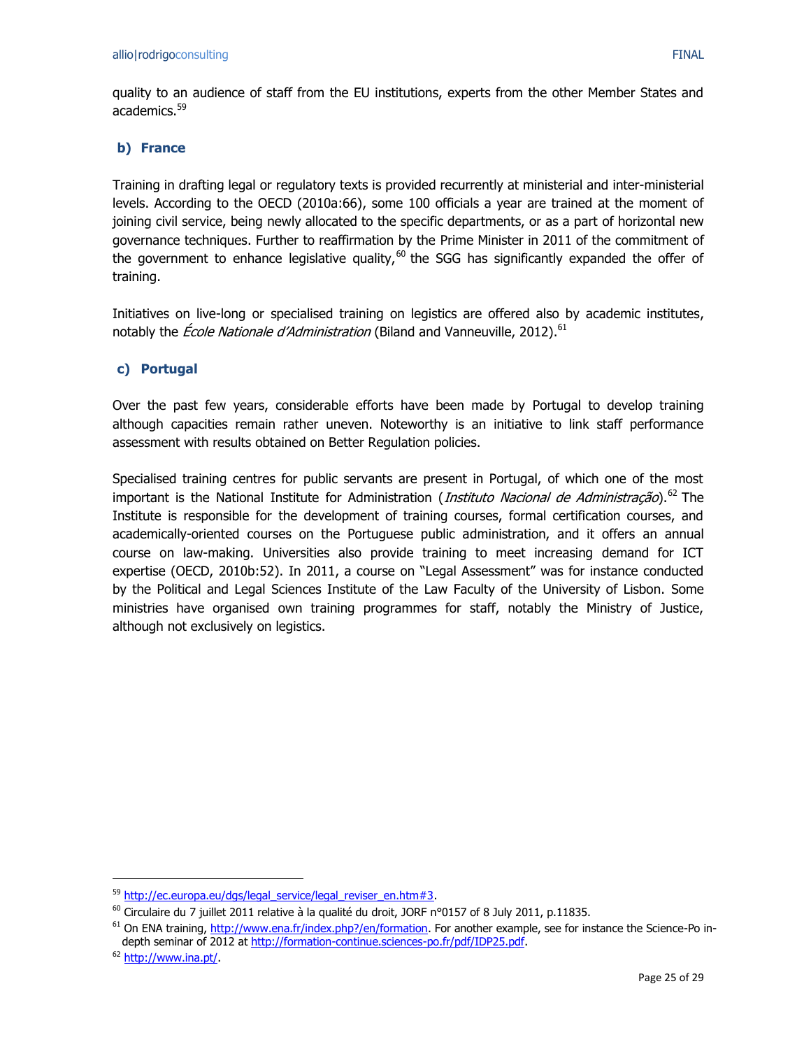quality to an audience of staff from the EU institutions, experts from the other Member States and academics.[59]

### b) France

Training in drafting legal or regulatory texts is provided recurrently at ministerial and inter-ministerial levels. According to the OECD (2010a:66), some 100 officials a year are trained at the moment of joining civil service, being newly allocated to the specific departments, or as a part of horizontal new governance techniques. Further to reaffirmation by the Prime Minister in 2011 of the commitment of the government to enhance legislative quality,[60] the SGG has significantly expanded the offer of training.

Initiatives on live-long or specialised training on legistics are offered also by academic institutes, notably the *École Nationale d'Administration* (Biland and Vanneuville, 2012).[61]

### c) Portugal

Over the past few years, considerable efforts have been made by Portugal to develop training although capacities remain rather uneven. Noteworthy is an initiative to link staff performance assessment with results obtained on Better Regulation policies.

Specialised training centres for public servants are present in Portugal, of which one of the most important is the National Institute for Administration (*Instituto Nacional de Administração*).[62] The Institute is responsible for the development of training courses, formal certification courses, and academically-oriented courses on the Portuguese public administration, and it offers an annual course on law-making. Universities also provide training to meet increasing demand for ICT expertise (OECD, 2010b:52). In 2011, a course on "Legal Assessment" was for instance conducted by the Political and Legal Sciences Institute of the Law Faculty of the University of Lisbon. Some ministries have organised own training programmes for staff, notably the Ministry of Justice, although not exclusively on legistics.

---

[59] http://ec.europa.eu/dgs/legal_service/legal_reviser_en.htm#3.

[60] Circulaire du 7 juillet 2011 relative à la qualité du droit, JORF n°0157 of 8 July 2011, p.11835.

[61] On ENA training, http://www.ena.fr/index.php?/en/formation. For another example, see for instance the Science-Po in-depth seminar of 2012 at http://formation-continue.sciences-po.fr/pdf/IDP25.pdf.

[62] http://www.ina.pt/.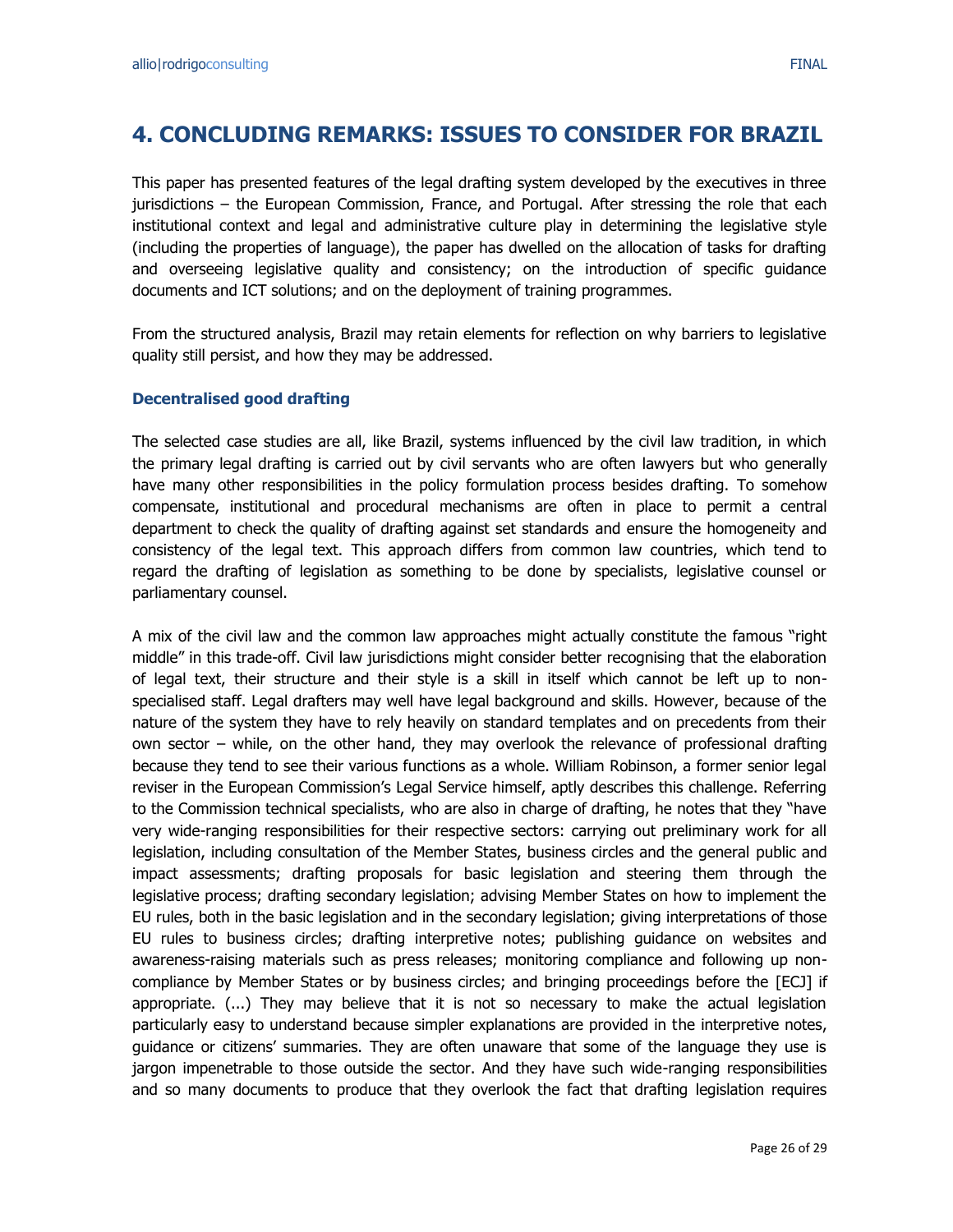# 4. CONCLUDING REMARKS: ISSUES TO CONSIDER FOR BRAZIL

This paper has presented features of the legal drafting system developed by the executives in three jurisdictions – the European Commission, France, and Portugal. After stressing the role that each institutional context and legal and administrative culture play in determining the legislative style (including the properties of language), the paper has dwelled on the allocation of tasks for drafting and overseeing legislative quality and consistency; on the introduction of specific guidance documents and ICT solutions; and on the deployment of training programmes.

From the structured analysis, Brazil may retain elements for reflection on why barriers to legislative quality still persist, and how they may be addressed.

### Decentralised good drafting

The selected case studies are all, like Brazil, systems influenced by the civil law tradition, in which the primary legal drafting is carried out by civil servants who are often lawyers but who generally have many other responsibilities in the policy formulation process besides drafting. To somehow compensate, institutional and procedural mechanisms are often in place to permit a central department to check the quality of drafting against set standards and ensure the homogeneity and consistency of the legal text. This approach differs from common law countries, which tend to regard the drafting of legislation as something to be done by specialists, legislative counsel or parliamentary counsel.

A mix of the civil law and the common law approaches might actually constitute the famous "right middle" in this trade-off. Civil law jurisdictions might consider better recognising that the elaboration of legal text, their structure and their style is a skill in itself which cannot be left up to non-specialised staff. Legal drafters may well have legal background and skills. However, because of the nature of the system they have to rely heavily on standard templates and on precedents from their own sector – while, on the other hand, they may overlook the relevance of professional drafting because they tend to see their various functions as a whole. William Robinson, a former senior legal reviser in the European Commission's Legal Service himself, aptly describes this challenge. Referring to the Commission technical specialists, who are also in charge of drafting, he notes that they "have very wide-ranging responsibilities for their respective sectors: carrying out preliminary work for all legislation, including consultation of the Member States, business circles and the general public and impact assessments; drafting proposals for basic legislation and steering them through the legislative process; drafting secondary legislation; advising Member States on how to implement the EU rules, both in the basic legislation and in the secondary legislation; giving interpretations of those EU rules to business circles; drafting interpretive notes; publishing guidance on websites and awareness-raising materials such as press releases; monitoring compliance and following up non-compliance by Member States or by business circles; and bringing proceedings before the [ECJ] if appropriate. (...) They may believe that it is not so necessary to make the actual legislation particularly easy to understand because simpler explanations are provided in the interpretive notes, guidance or citizens' summaries. They are often unaware that some of the language they use is jargon impenetrable to those outside the sector. And they have such wide-ranging responsibilities and so many documents to produce that they overlook the fact that drafting legislation requires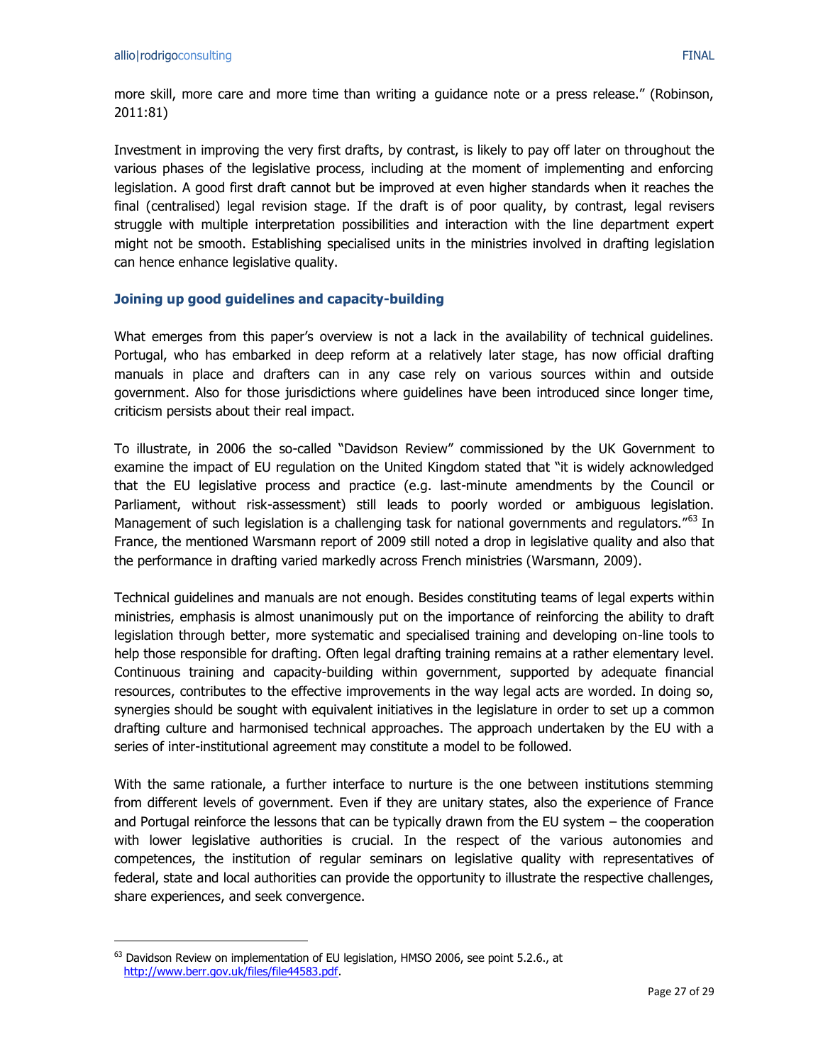more skill, more care and more time than writing a guidance note or a press release." (Robinson, 2011:81)

Investment in improving the very first drafts, by contrast, is likely to pay off later on throughout the various phases of the legislative process, including at the moment of implementing and enforcing legislation. A good first draft cannot but be improved at even higher standards when it reaches the final (centralised) legal revision stage. If the draft is of poor quality, by contrast, legal revisers struggle with multiple interpretation possibilities and interaction with the line department expert might not be smooth. Establishing specialised units in the ministries involved in drafting legislation can hence enhance legislative quality.

### Joining up good guidelines and capacity-building

What emerges from this paper's overview is not a lack in the availability of technical guidelines. Portugal, who has embarked in deep reform at a relatively later stage, has now official drafting manuals in place and drafters can in any case rely on various sources within and outside government. Also for those jurisdictions where guidelines have been introduced since longer time, criticism persists about their real impact.

To illustrate, in 2006 the so-called "Davidson Review" commissioned by the UK Government to examine the impact of EU regulation on the United Kingdom stated that "it is widely acknowledged that the EU legislative process and practice (e.g. last-minute amendments by the Council or Parliament, without risk-assessment) still leads to poorly worded or ambiguous legislation. Management of such legislation is a challenging task for national governments and regulators."[63] In France, the mentioned Warsmann report of 2009 still noted a drop in legislative quality and also that the performance in drafting varied markedly across French ministries (Warsmann, 2009).

Technical guidelines and manuals are not enough. Besides constituting teams of legal experts within ministries, emphasis is almost unanimously put on the importance of reinforcing the ability to draft legislation through better, more systematic and specialised training and developing on-line tools to help those responsible for drafting. Often legal drafting training remains at a rather elementary level. Continuous training and capacity-building within government, supported by adequate financial resources, contributes to the effective improvements in the way legal acts are worded. In doing so, synergies should be sought with equivalent initiatives in the legislature in order to set up a common drafting culture and harmonised technical approaches. The approach undertaken by the EU with a series of inter-institutional agreement may constitute a model to be followed.

With the same rationale, a further interface to nurture is the one between institutions stemming from different levels of government. Even if they are unitary states, also the experience of France and Portugal reinforce the lessons that can be typically drawn from the EU system – the cooperation with lower legislative authorities is crucial. In the respect of the various autonomies and competences, the institution of regular seminars on legislative quality with representatives of federal, state and local authorities can provide the opportunity to illustrate the respective challenges, share experiences, and seek convergence.

---

[63] Davidson Review on implementation of EU legislation, HMSO 2006, see point 5.2.6., at http://www.berr.gov.uk/files/file44583.pdf.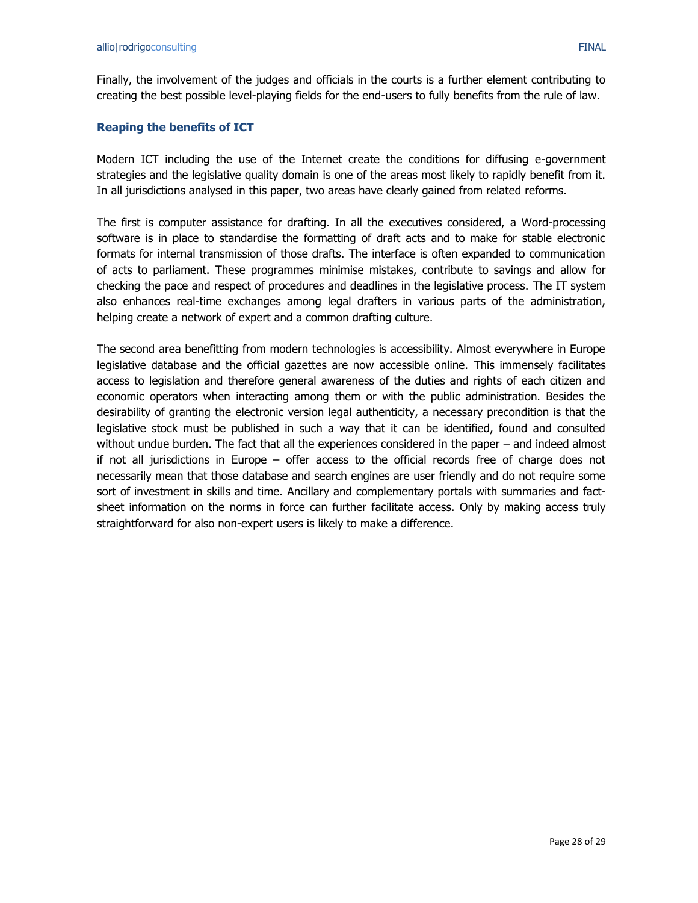Finally, the involvement of the judges and officials in the courts is a further element contributing to creating the best possible level-playing fields for the end-users to fully benefits from the rule of law.

### Reaping the benefits of ICT

Modern ICT including the use of the Internet create the conditions for diffusing e-government strategies and the legislative quality domain is one of the areas most likely to rapidly benefit from it. In all jurisdictions analysed in this paper, two areas have clearly gained from related reforms.

The first is computer assistance for drafting. In all the executives considered, a Word-processing software is in place to standardise the formatting of draft acts and to make for stable electronic formats for internal transmission of those drafts. The interface is often expanded to communication of acts to parliament. These programmes minimise mistakes, contribute to savings and allow for checking the pace and respect of procedures and deadlines in the legislative process. The IT system also enhances real-time exchanges among legal drafters in various parts of the administration, helping create a network of expert and a common drafting culture.

The second area benefitting from modern technologies is accessibility. Almost everywhere in Europe legislative database and the official gazettes are now accessible online. This immensely facilitates access to legislation and therefore general awareness of the duties and rights of each citizen and economic operators when interacting among them or with the public administration. Besides the desirability of granting the electronic version legal authenticity, a necessary precondition is that the legislative stock must be published in such a way that it can be identified, found and consulted without undue burden. The fact that all the experiences considered in the paper – and indeed almost if not all jurisdictions in Europe – offer access to the official records free of charge does not necessarily mean that those database and search engines are user friendly and do not require some sort of investment in skills and time. Ancillary and complementary portals with summaries and fact-sheet information on the norms in force can further facilitate access. Only by making access truly straightforward for also non-expert users is likely to make a difference.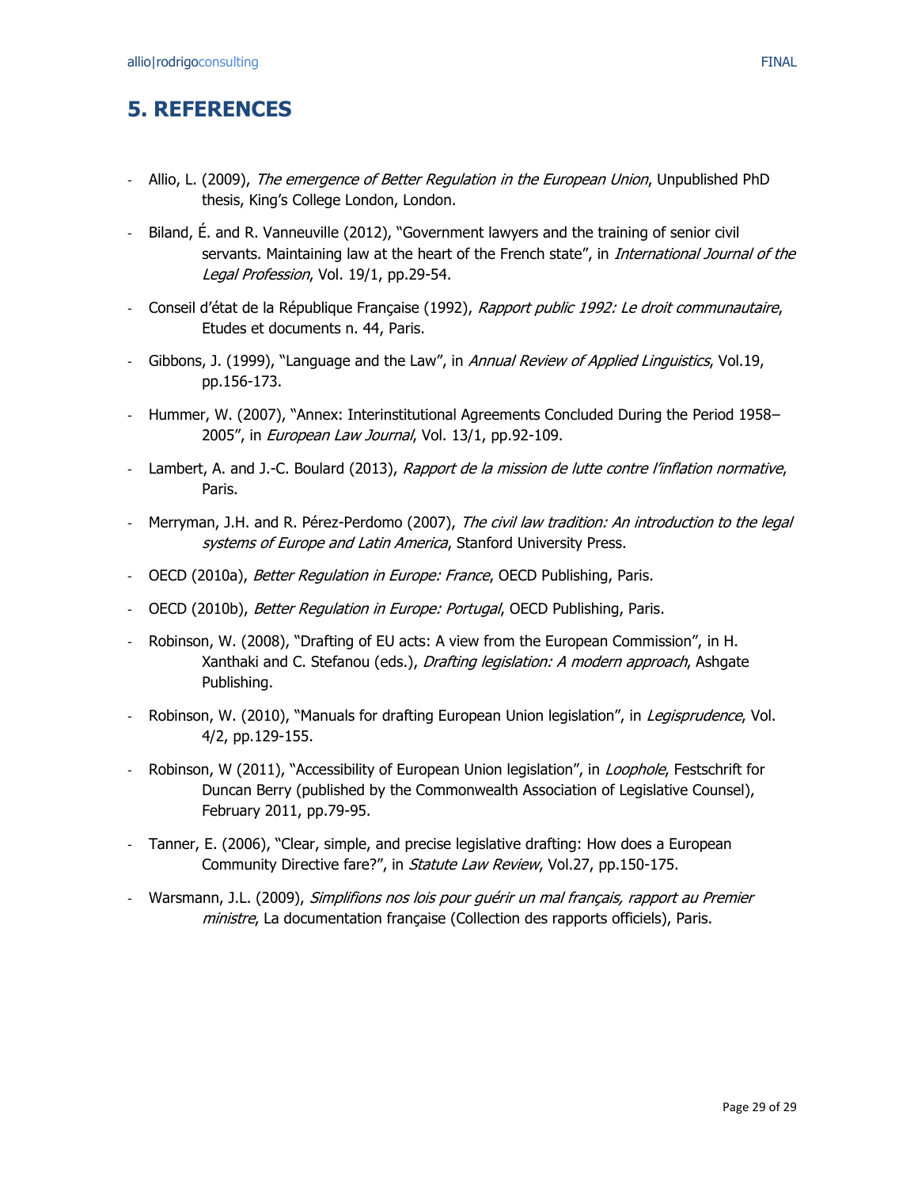# 5. REFERENCES

- Allio, L. (2009), *The emergence of Better Regulation in the European Union*, Unpublished PhD thesis, King's College London, London.
- Biland, É. and R. Vanneuville (2012), "Government lawyers and the training of senior civil servants. Maintaining law at the heart of the French state", in *International Journal of the Legal Profession*, Vol. 19/1, pp.29-54.
- Conseil d'état de la République Française (1992), *Rapport public 1992: Le droit communautaire*, Etudes et documents n. 44, Paris.
- Gibbons, J. (1999), "Language and the Law", in *Annual Review of Applied Linguistics*, Vol.19, pp.156-173.
- Hummer, W. (2007), "Annex: Interinstitutional Agreements Concluded During the Period 1958–2005", in *European Law Journal*, Vol. 13/1, pp.92-109.
- Lambert, A. and J.-C. Boulard (2013), *Rapport de la mission de lutte contre l'inflation normative*, Paris.
- Merryman, J.H. and R. Pérez-Perdomo (2007), *The civil law tradition: An introduction to the legal systems of Europe and Latin America*, Stanford University Press.
- OECD (2010a), *Better Regulation in Europe: France*, OECD Publishing, Paris.
- OECD (2010b), *Better Regulation in Europe: Portugal*, OECD Publishing, Paris.
- Robinson, W. (2008), "Drafting of EU acts: A view from the European Commission", in H. Xanthaki and C. Stefanou (eds.), *Drafting legislation: A modern approach*, Ashgate Publishing.
- Robinson, W. (2010), "Manuals for drafting European Union legislation", in *Legisprudence*, Vol. 4/2, pp.129-155.
- Robinson, W (2011), "Accessibility of European Union legislation", in *Loophole*, Festschrift for Duncan Berry (published by the Commonwealth Association of Legislative Counsel), February 2011, pp.79-95.
- Tanner, E. (2006), "Clear, simple, and precise legislative drafting: How does a European Community Directive fare?", in *Statute Law Review*, Vol.27, pp.150-175.
- Warsmann, J.L. (2009), *Simplifions nos lois pour guérir un mal français, rapport au Premier ministre*, La documentation française (Collection des rapports officiels), Paris.